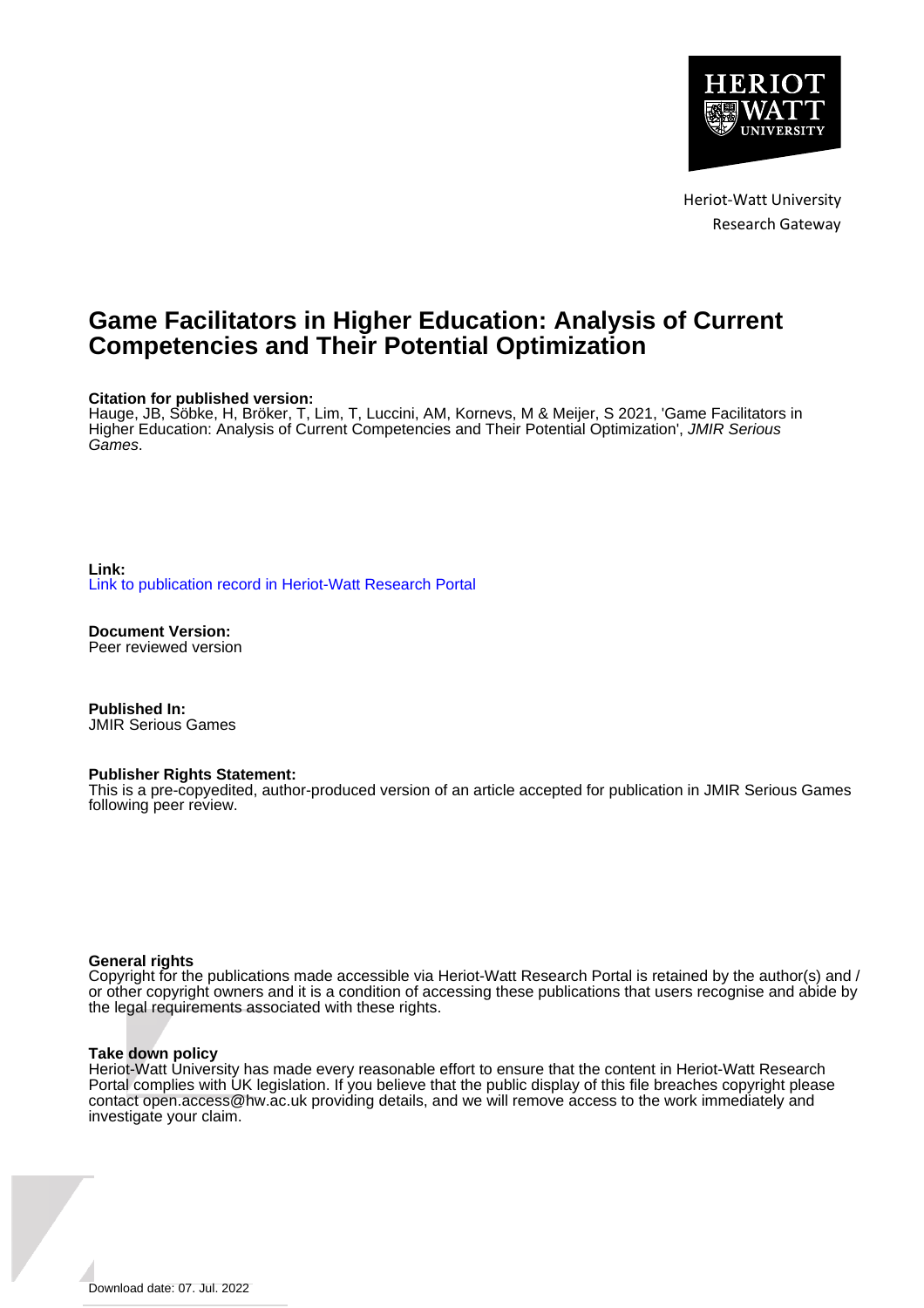Heriot-Watt University
Research Gateway

# Game Facilitators in Higher Education: Analysis of Current Competencies and Their Potential Optimization

**Citation for published version:**
Hauge, JB, Söbke, H, Bröker, T, Lim, T, Luccini, AM, Kornevs, M & Meijer, S 2021, 'Game Facilitators in Higher Education: Analysis of Current Competencies and Their Potential Optimization', *JMIR Serious Games*.

**Link:**
Link to publication record in Heriot-Watt Research Portal

**Document Version:**
Peer reviewed version

**Published In:**
JMIR Serious Games

**Publisher Rights Statement:**
This is a pre-copyedited, author-produced version of an article accepted for publication in JMIR Serious Games following peer review.

**General rights**
Copyright for the publications made accessible via Heriot-Watt Research Portal is retained by the author(s) and / or other copyright owners and it is a condition of accessing these publications that users recognise and abide by the legal requirements associated with these rights.

**Take down policy**
Heriot-Watt University has made every reasonable effort to ensure that the content in Heriot-Watt Research Portal complies with UK legislation. If you believe that the public display of this file breaches copyright please contact open.access@hw.ac.uk providing details, and we will remove access to the work immediately and investigate your claim.

Download date: 07. Jul. 2022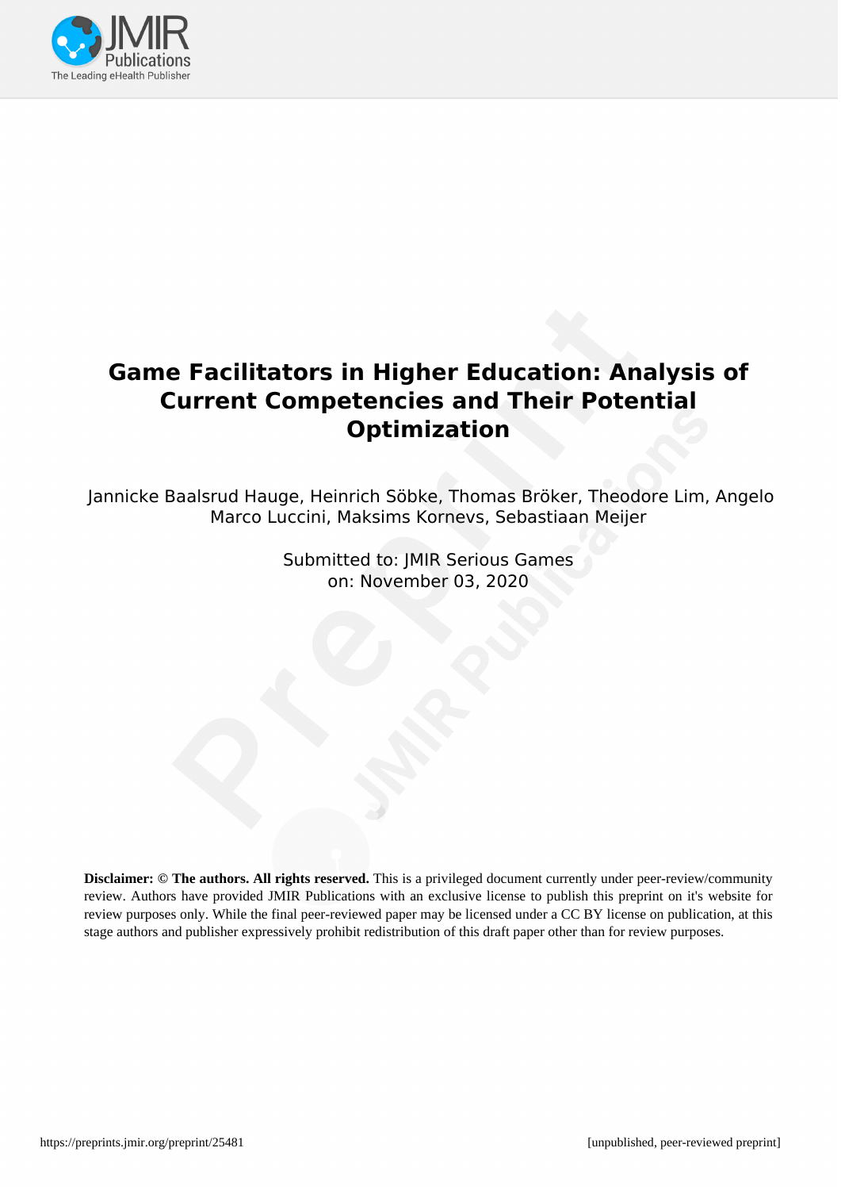# Game Facilitators in Higher Education: Analysis of Current Competencies and Their Potential Optimization

Jannicke Baalsrud Hauge, Heinrich Söbke, Thomas Bröker, Theodore Lim, Angelo Marco Luccini, Maksims Kornevs, Sebastiaan Meijer

Submitted to: JMIR Serious Games
on: November 03, 2020

**Disclaimer: © The authors. All rights reserved.** This is a privileged document currently under peer-review/community review. Authors have provided JMIR Publications with an exclusive license to publish this preprint on it's website for review purposes only. While the final peer-reviewed paper may be licensed under a CC BY license on publication, at this stage authors and publisher expressively prohibit redistribution of this draft paper other than for review purposes.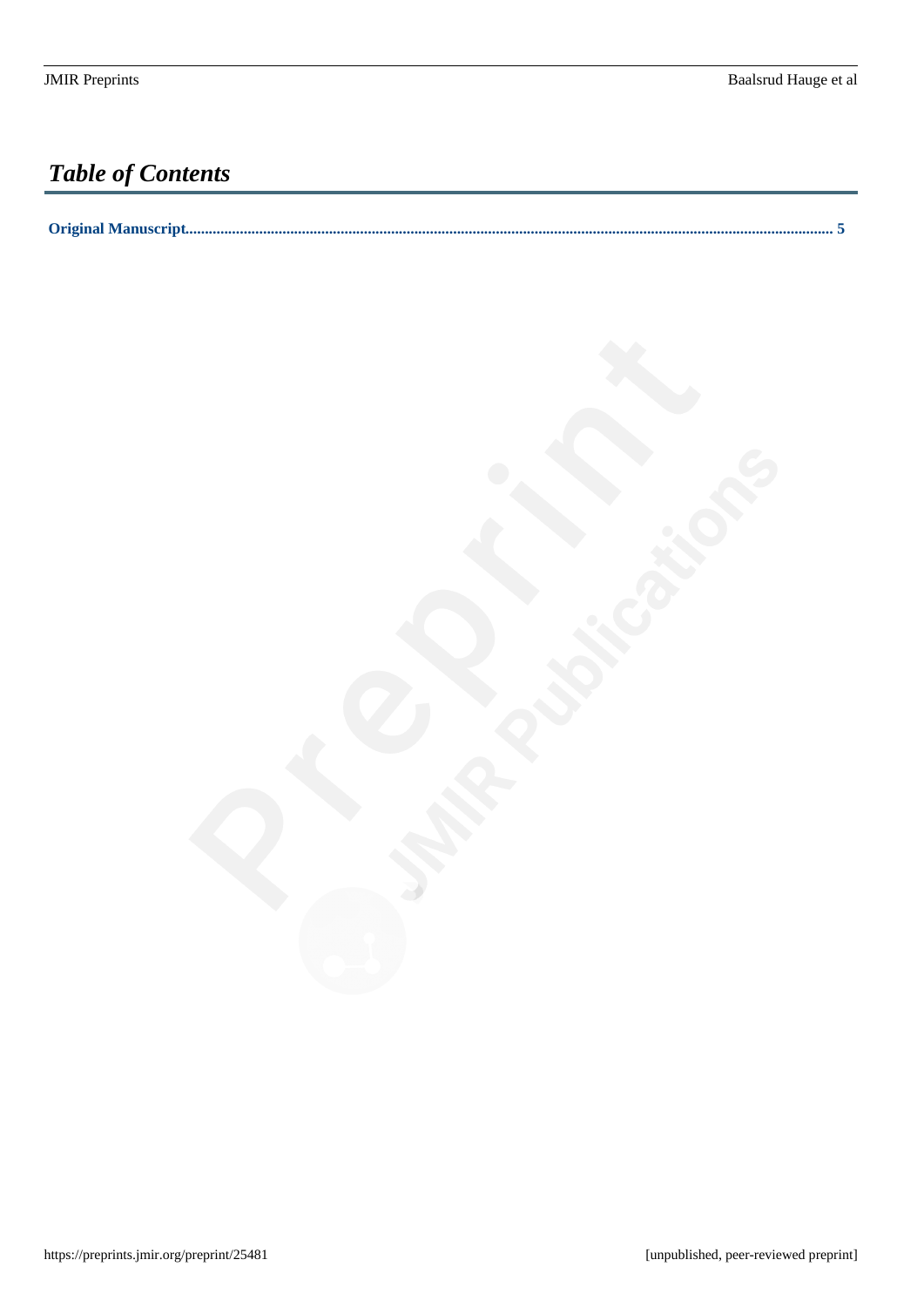# *Table of Contents*

**Original Manuscript......................................................................................................................................................................... 5**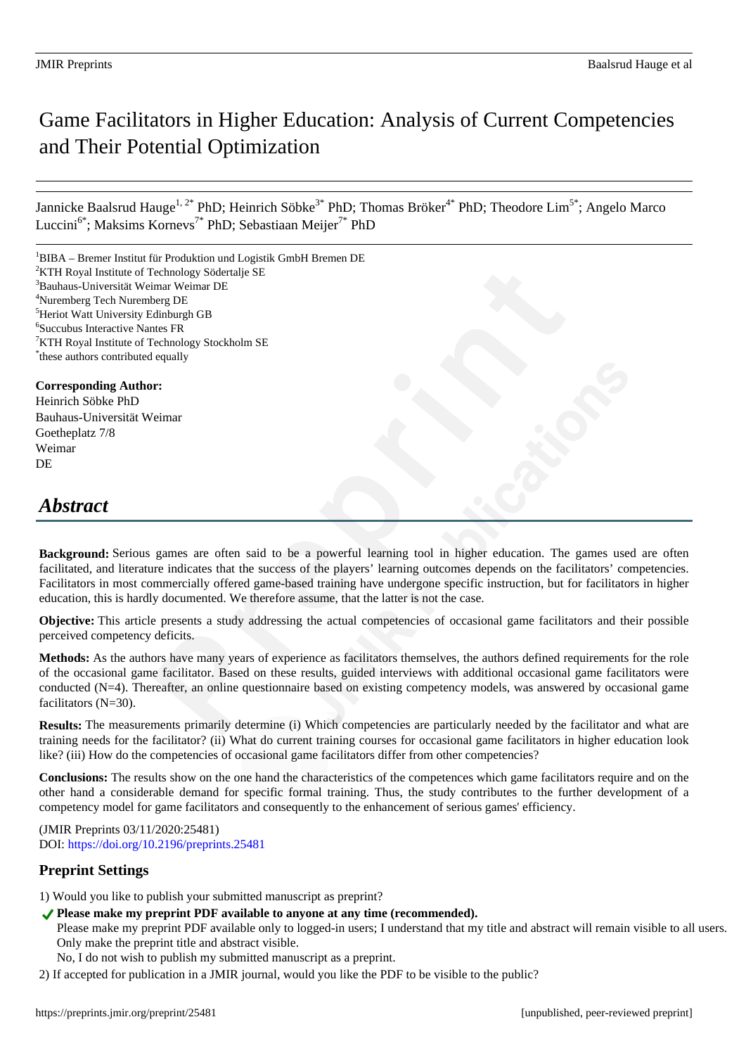# Game Facilitators in Higher Education: Analysis of Current Competencies and Their Potential Optimization

Jannicke Baalsrud Hauge[1, 2*] PhD; Heinrich Söbke[3*] PhD; Thomas Bröker[4*] PhD; Theodore Lim[5*]; Angelo Marco Luccini[6*]; Maksims Kornevs[7*] PhD; Sebastiaan Meijer[7*] PhD

[1]BIBA – Bremer Institut für Produktion und Logistik GmbH Bremen DE
[2]KTH Royal Institute of Technology Södertalje SE
[3]Bauhaus-Universität Weimar Weimar DE
[4]Nuremberg Tech Nuremberg DE
[5]Heriot Watt University Edinburgh GB
[6]Succubus Interactive Nantes FR
[7]KTH Royal Institute of Technology Stockholm SE
[*]these authors contributed equally

**Corresponding Author:**
Heinrich Söbke PhD
Bauhaus-Universität Weimar
Goetheplatz 7/8
Weimar
DE

## *Abstract*

**Background:** Serious games are often said to be a powerful learning tool in higher education. The games used are often facilitated, and literature indicates that the success of the players' learning outcomes depends on the facilitators' competencies. Facilitators in most commercially offered game-based training have undergone specific instruction, but for facilitators in higher education, this is hardly documented. We therefore assume, that the latter is not the case.

**Objective:** This article presents a study addressing the actual competencies of occasional game facilitators and their possible perceived competency deficits.

**Methods:** As the authors have many years of experience as facilitators themselves, the authors defined requirements for the role of the occasional game facilitator. Based on these results, guided interviews with additional occasional game facilitators were conducted (N=4). Thereafter, an online questionnaire based on existing competency models, was answered by occasional game facilitators (N=30).

**Results:** The measurements primarily determine (i) Which competencies are particularly needed by the facilitator and what are training needs for the facilitator? (ii) What do current training courses for occasional game facilitators in higher education look like? (iii) How do the competencies of occasional game facilitators differ from other competencies?

**Conclusions:** The results show on the one hand the characteristics of the competences which game facilitators require and on the other hand a considerable demand for specific formal training. Thus, the study contributes to the further development of a competency model for game facilitators and consequently to the enhancement of serious games' efficiency.

(JMIR Preprints 03/11/2020:25481)
DOI: https://doi.org/10.2196/preprints.25481

### Preprint Settings

1) Would you like to publish your submitted manuscript as preprint?

✔ **Please make my preprint PDF available to anyone at any time (recommended).**
Please make my preprint PDF available only to logged-in users; I understand that my title and abstract will remain visible to all users.
Only make the preprint title and abstract visible.
No, I do not wish to publish my submitted manuscript as a preprint.

2) If accepted for publication in a JMIR journal, would you like the PDF to be visible to the public?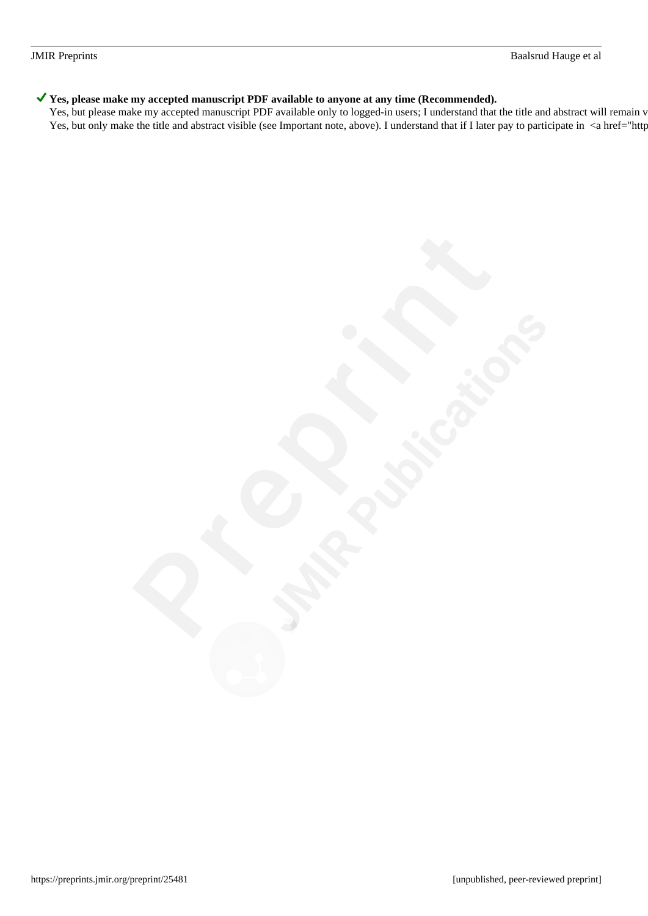✔ **Yes, please make my accepted manuscript PDF available to anyone at any time (Recommended).**

Yes, but please make my accepted manuscript PDF available only to logged-in users; I understand that the title and abstract will remain v

Yes, but only make the title and abstract visible (see Important note, above). I understand that if I later pay to participate in <a href="http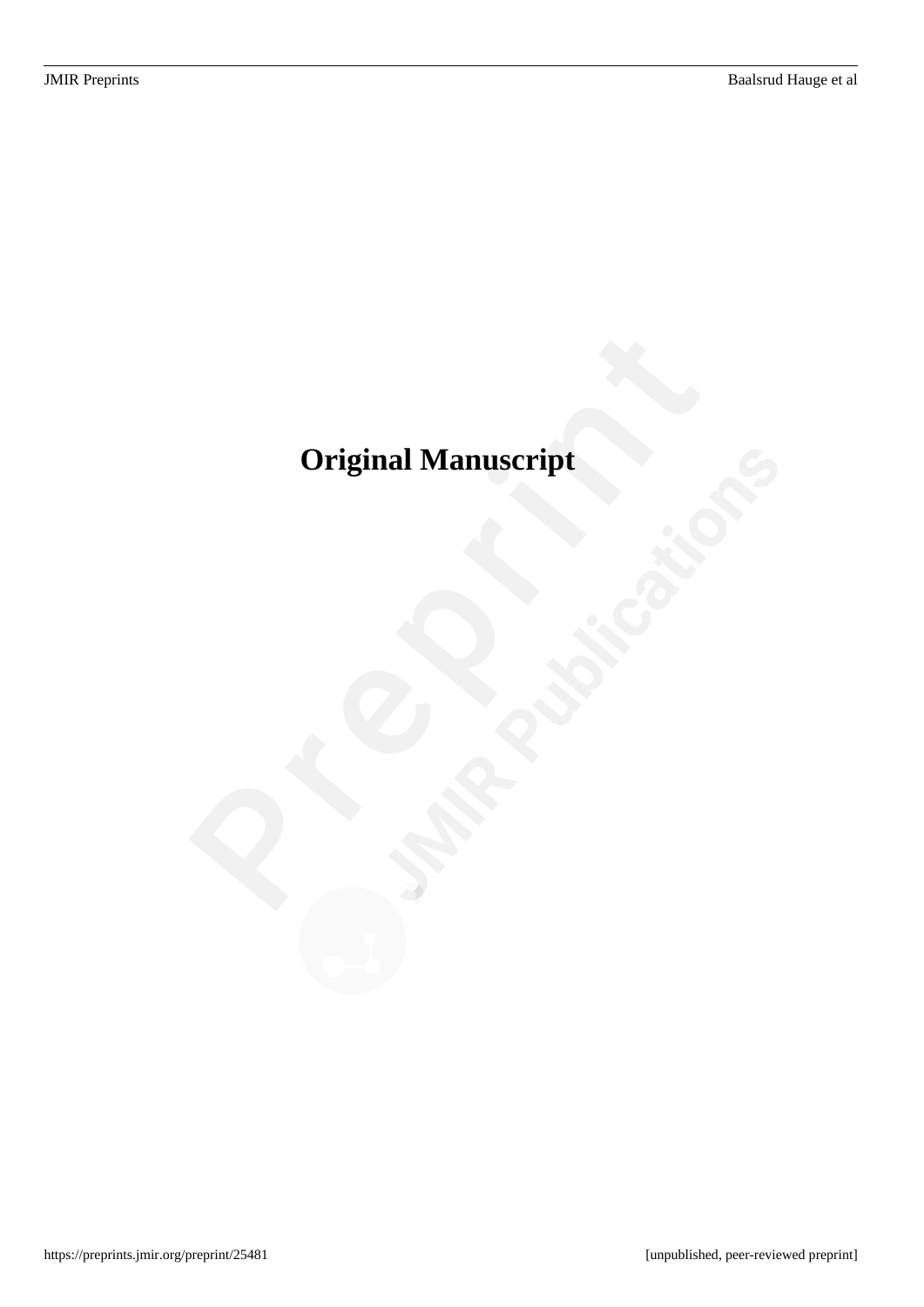# Original Manuscript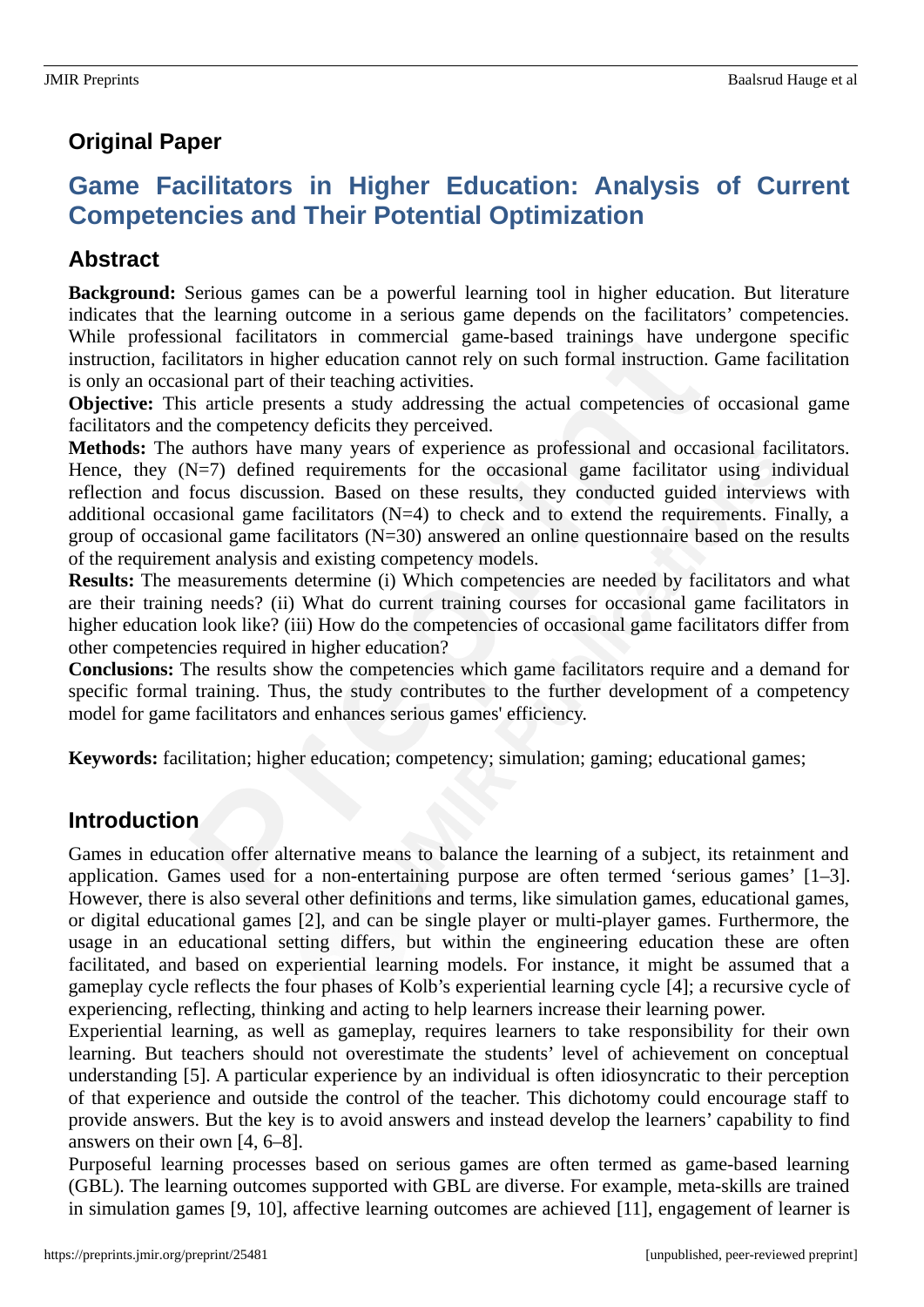## Original Paper

# Game Facilitators in Higher Education: Analysis of Current Competencies and Their Potential Optimization

## Abstract

**Background:** Serious games can be a powerful learning tool in higher education. But literature indicates that the learning outcome in a serious game depends on the facilitators' competencies. While professional facilitators in commercial game-based trainings have undergone specific instruction, facilitators in higher education cannot rely on such formal instruction. Game facilitation is only an occasional part of their teaching activities.

**Objective:** This article presents a study addressing the actual competencies of occasional game facilitators and the competency deficits they perceived.

**Methods:** The authors have many years of experience as professional and occasional facilitators. Hence, they (N=7) defined requirements for the occasional game facilitator using individual reflection and focus discussion. Based on these results, they conducted guided interviews with additional occasional game facilitators (N=4) to check and to extend the requirements. Finally, a group of occasional game facilitators (N=30) answered an online questionnaire based on the results of the requirement analysis and existing competency models.

**Results:** The measurements determine (i) Which competencies are needed by facilitators and what are their training needs? (ii) What do current training courses for occasional game facilitators in higher education look like? (iii) How do the competencies of occasional game facilitators differ from other competencies required in higher education?

**Conclusions:** The results show the competencies which game facilitators require and a demand for specific formal training. Thus, the study contributes to the further development of a competency model for game facilitators and enhances serious games' efficiency.

**Keywords:** facilitation; higher education; competency; simulation; gaming; educational games;

## Introduction

Games in education offer alternative means to balance the learning of a subject, its retainment and application. Games used for a non-entertaining purpose are often termed 'serious games' [1–3]. However, there is also several other definitions and terms, like simulation games, educational games, or digital educational games [2], and can be single player or multi-player games. Furthermore, the usage in an educational setting differs, but within the engineering education these are often facilitated, and based on experiential learning models. For instance, it might be assumed that a gameplay cycle reflects the four phases of Kolb's experiential learning cycle [4]; a recursive cycle of experiencing, reflecting, thinking and acting to help learners increase their learning power.

Experiential learning, as well as gameplay, requires learners to take responsibility for their own learning. But teachers should not overestimate the students' level of achievement on conceptual understanding [5]. A particular experience by an individual is often idiosyncratic to their perception of that experience and outside the control of the teacher. This dichotomy could encourage staff to provide answers. But the key is to avoid answers and instead develop the learners' capability to find answers on their own [4, 6–8].

Purposeful learning processes based on serious games are often termed as game-based learning (GBL). The learning outcomes supported with GBL are diverse. For example, meta-skills are trained in simulation games [9, 10], affective learning outcomes are achieved [11], engagement of learner is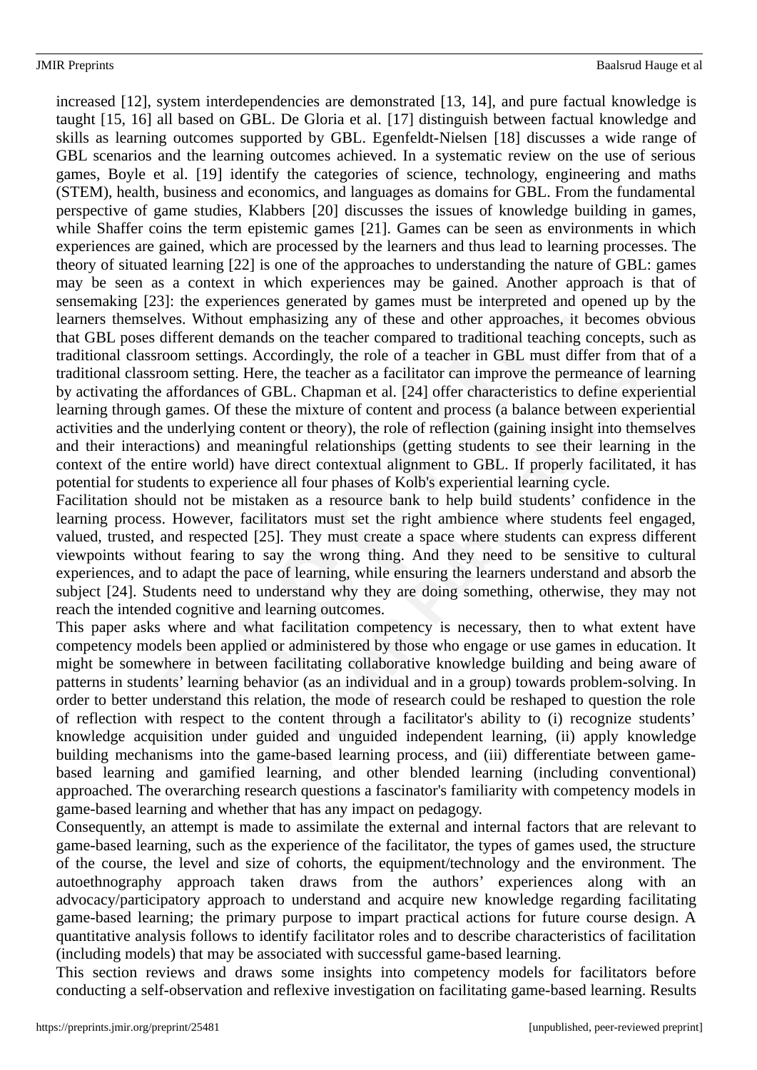increased [12], system interdependencies are demonstrated [13, 14], and pure factual knowledge is taught [15, 16] all based on GBL. De Gloria et al. [17] distinguish between factual knowledge and skills as learning outcomes supported by GBL. Egenfeldt-Nielsen [18] discusses a wide range of GBL scenarios and the learning outcomes achieved. In a systematic review on the use of serious games, Boyle et al. [19] identify the categories of science, technology, engineering and maths (STEM), health, business and economics, and languages as domains for GBL. From the fundamental perspective of game studies, Klabbers [20] discusses the issues of knowledge building in games, while Shaffer coins the term epistemic games [21]. Games can be seen as environments in which experiences are gained, which are processed by the learners and thus lead to learning processes. The theory of situated learning [22] is one of the approaches to understanding the nature of GBL: games may be seen as a context in which experiences may be gained. Another approach is that of sensemaking [23]: the experiences generated by games must be interpreted and opened up by the learners themselves. Without emphasizing any of these and other approaches, it becomes obvious that GBL poses different demands on the teacher compared to traditional teaching concepts, such as traditional classroom settings. Accordingly, the role of a teacher in GBL must differ from that of a traditional classroom setting. Here, the teacher as a facilitator can improve the permeance of learning by activating the affordances of GBL. Chapman et al. [24] offer characteristics to define experiential learning through games. Of these the mixture of content and process (a balance between experiential activities and the underlying content or theory), the role of reflection (gaining insight into themselves and their interactions) and meaningful relationships (getting students to see their learning in the context of the entire world) have direct contextual alignment to GBL. If properly facilitated, it has potential for students to experience all four phases of Kolb's experiential learning cycle.

Facilitation should not be mistaken as a resource bank to help build students' confidence in the learning process. However, facilitators must set the right ambience where students feel engaged, valued, trusted, and respected [25]. They must create a space where students can express different viewpoints without fearing to say the wrong thing. And they need to be sensitive to cultural experiences, and to adapt the pace of learning, while ensuring the learners understand and absorb the subject [24]. Students need to understand why they are doing something, otherwise, they may not reach the intended cognitive and learning outcomes.

This paper asks where and what facilitation competency is necessary, then to what extent have competency models been applied or administered by those who engage or use games in education. It might be somewhere in between facilitating collaborative knowledge building and being aware of patterns in students' learning behavior (as an individual and in a group) towards problem-solving. In order to better understand this relation, the mode of research could be reshaped to question the role of reflection with respect to the content through a facilitator's ability to (i) recognize students' knowledge acquisition under guided and unguided independent learning, (ii) apply knowledge building mechanisms into the game-based learning process, and (iii) differentiate between game-based learning and gamified learning, and other blended learning (including conventional) approached. The overarching research questions a fascinator's familiarity with competency models in game-based learning and whether that has any impact on pedagogy.

Consequently, an attempt is made to assimilate the external and internal factors that are relevant to game-based learning, such as the experience of the facilitator, the types of games used, the structure of the course, the level and size of cohorts, the equipment/technology and the environment. The autoethnography approach taken draws from the authors' experiences along with an advocacy/participatory approach to understand and acquire new knowledge regarding facilitating game-based learning; the primary purpose to impart practical actions for future course design. A quantitative analysis follows to identify facilitator roles and to describe characteristics of facilitation (including models) that may be associated with successful game-based learning.

This section reviews and draws some insights into competency models for facilitators before conducting a self-observation and reflexive investigation on facilitating game-based learning. Results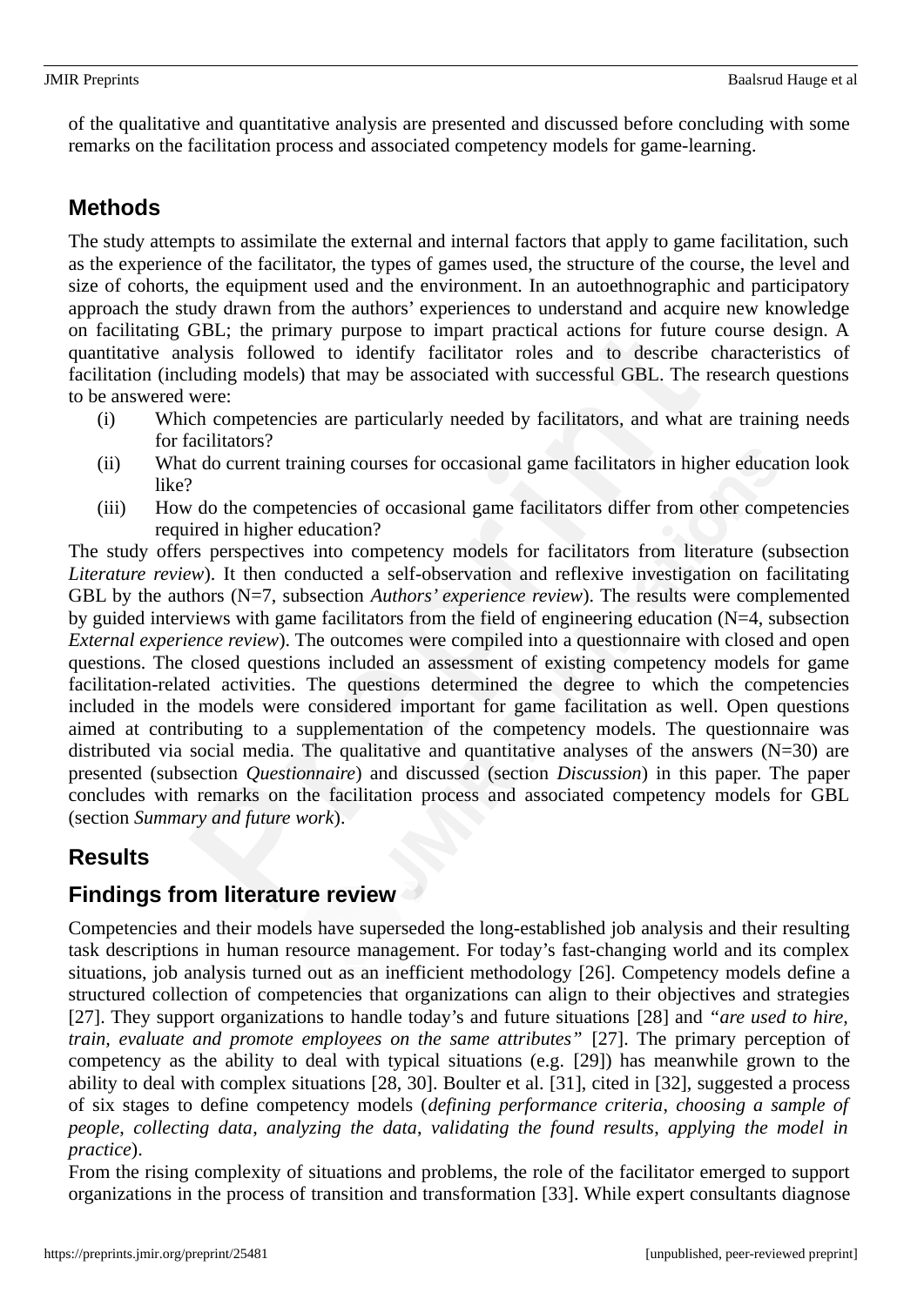of the qualitative and quantitative analysis are presented and discussed before concluding with some remarks on the facilitation process and associated competency models for game-learning.

## Methods

The study attempts to assimilate the external and internal factors that apply to game facilitation, such as the experience of the facilitator, the types of games used, the structure of the course, the level and size of cohorts, the equipment used and the environment. In an autoethnographic and participatory approach the study drawn from the authors' experiences to understand and acquire new knowledge on facilitating GBL; the primary purpose to impart practical actions for future course design. A quantitative analysis followed to identify facilitator roles and to describe characteristics of facilitation (including models) that may be associated with successful GBL. The research questions to be answered were:

(i) Which competencies are particularly needed by facilitators, and what are training needs for facilitators?
(ii) What do current training courses for occasional game facilitators in higher education look like?
(iii) How do the competencies of occasional game facilitators differ from other competencies required in higher education?

The study offers perspectives into competency models for facilitators from literature (subsection *Literature review*). It then conducted a self-observation and reflexive investigation on facilitating GBL by the authors (N=7, subsection *Authors' experience review*). The results were complemented by guided interviews with game facilitators from the field of engineering education (N=4, subsection *External experience review*). The outcomes were compiled into a questionnaire with closed and open questions. The closed questions included an assessment of existing competency models for game facilitation-related activities. The questions determined the degree to which the competencies included in the models were considered important for game facilitation as well. Open questions aimed at contributing to a supplementation of the competency models. The questionnaire was distributed via social media. The qualitative and quantitative analyses of the answers (N=30) are presented (subsection *Questionnaire*) and discussed (section *Discussion*) in this paper. The paper concludes with remarks on the facilitation process and associated competency models for GBL (section *Summary and future work*).

## Results

## Findings from literature review

Competencies and their models have superseded the long-established job analysis and their resulting task descriptions in human resource management. For today's fast-changing world and its complex situations, job analysis turned out as an inefficient methodology [26]. Competency models define a structured collection of competencies that organizations can align to their objectives and strategies [27]. They support organizations to handle today's and future situations [28] and *"are used to hire, train, evaluate and promote employees on the same attributes"* [27]. The primary perception of competency as the ability to deal with typical situations (e.g. [29]) has meanwhile grown to the ability to deal with complex situations [28, 30]. Boulter et al. [31], cited in [32], suggested a process of six stages to define competency models (*defining performance criteria*, *choosing a sample of people*, *collecting data*, *analyzing the data*, *validating the found results*, *applying the model in practice*).

From the rising complexity of situations and problems, the role of the facilitator emerged to support organizations in the process of transition and transformation [33]. While expert consultants diagnose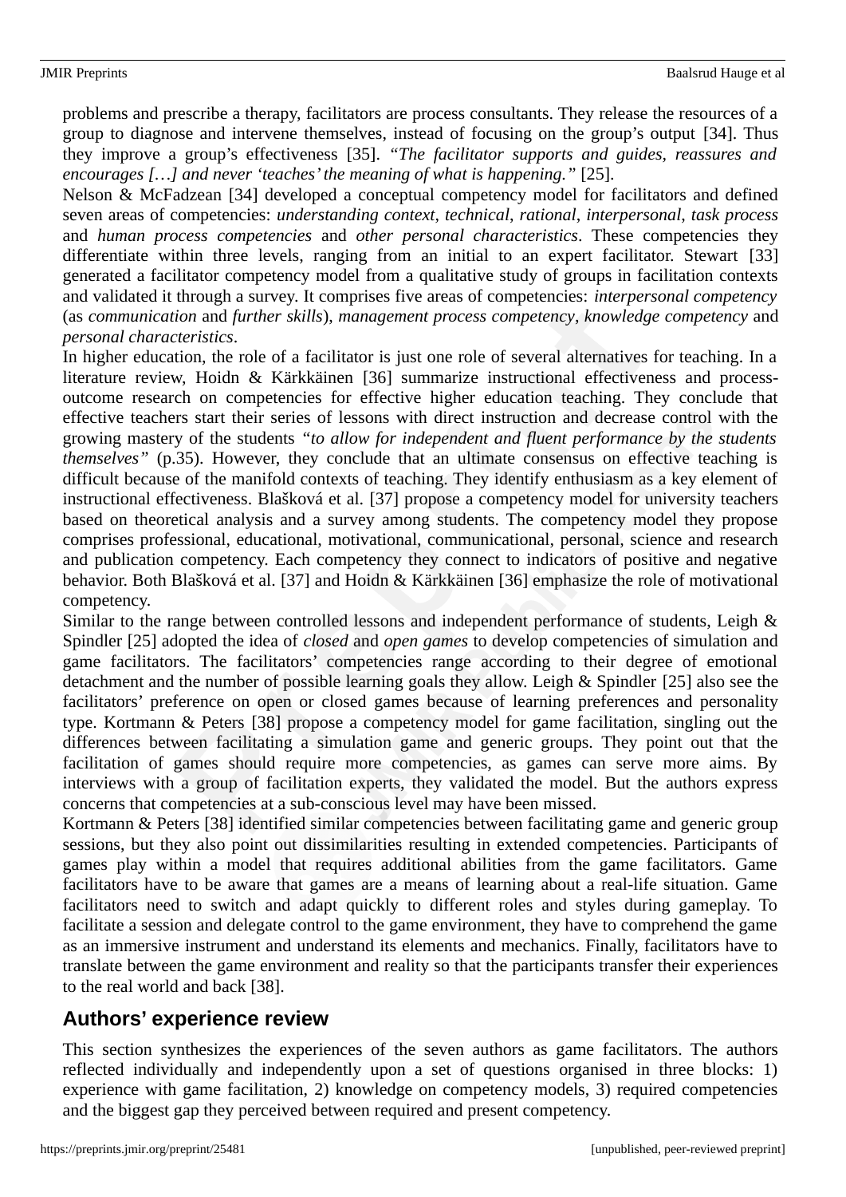problems and prescribe a therapy, facilitators are process consultants. They release the resources of a group to diagnose and intervene themselves, instead of focusing on the group's output [34]. Thus they improve a group's effectiveness [35]. *"The facilitator supports and guides, reassures and encourages […] and never 'teaches' the meaning of what is happening."* [25].

Nelson & McFadzean [34] developed a conceptual competency model for facilitators and defined seven areas of competencies: *understanding context*, *technical*, *rational*, *interpersonal*, *task process* and *human process competencies* and *other personal characteristics*. These competencies they differentiate within three levels, ranging from an initial to an expert facilitator. Stewart [33] generated a facilitator competency model from a qualitative study of groups in facilitation contexts and validated it through a survey. It comprises five areas of competencies: *interpersonal competency* (as *communication* and *further skills*), *management process competency*, *knowledge competency* and *personal characteristics*.

In higher education, the role of a facilitator is just one role of several alternatives for teaching. In a literature review, Hoidn & Kärkkäinen [36] summarize instructional effectiveness and process-outcome research on competencies for effective higher education teaching. They conclude that effective teachers start their series of lessons with direct instruction and decrease control with the growing mastery of the students *"to allow for independent and fluent performance by the students themselves"* (p.35). However, they conclude that an ultimate consensus on effective teaching is difficult because of the manifold contexts of teaching. They identify enthusiasm as a key element of instructional effectiveness. Blašková et al. [37] propose a competency model for university teachers based on theoretical analysis and a survey among students. The competency model they propose comprises professional, educational, motivational, communicational, personal, science and research and publication competency. Each competency they connect to indicators of positive and negative behavior. Both Blašková et al. [37] and Hoidn & Kärkkäinen [36] emphasize the role of motivational competency.

Similar to the range between controlled lessons and independent performance of students, Leigh & Spindler [25] adopted the idea of *closed* and *open games* to develop competencies of simulation and game facilitators. The facilitators' competencies range according to their degree of emotional detachment and the number of possible learning goals they allow. Leigh & Spindler [25] also see the facilitators' preference on open or closed games because of learning preferences and personality type. Kortmann & Peters [38] propose a competency model for game facilitation, singling out the differences between facilitating a simulation game and generic groups. They point out that the facilitation of games should require more competencies, as games can serve more aims. By interviews with a group of facilitation experts, they validated the model. But the authors express concerns that competencies at a sub-conscious level may have been missed.

Kortmann & Peters [38] identified similar competencies between facilitating game and generic group sessions, but they also point out dissimilarities resulting in extended competencies. Participants of games play within a model that requires additional abilities from the game facilitators. Game facilitators have to be aware that games are a means of learning about a real-life situation. Game facilitators need to switch and adapt quickly to different roles and styles during gameplay. To facilitate a session and delegate control to the game environment, they have to comprehend the game as an immersive instrument and understand its elements and mechanics. Finally, facilitators have to translate between the game environment and reality so that the participants transfer their experiences to the real world and back [38].

## Authors' experience review

This section synthesizes the experiences of the seven authors as game facilitators. The authors reflected individually and independently upon a set of questions organised in three blocks: 1) experience with game facilitation, 2) knowledge on competency models, 3) required competencies and the biggest gap they perceived between required and present competency.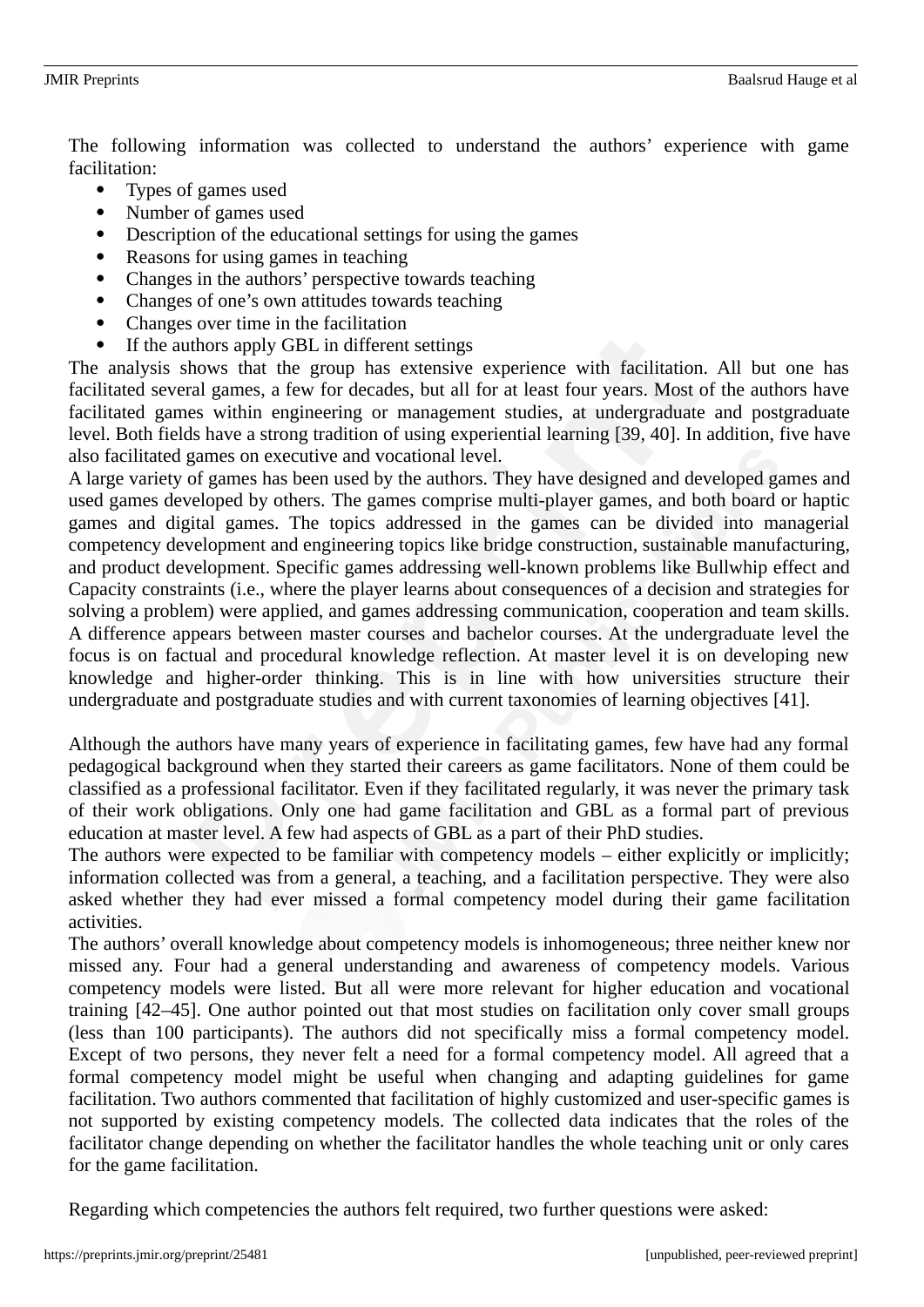The following information was collected to understand the authors' experience with game facilitation:

- Types of games used
- Number of games used
- Description of the educational settings for using the games
- Reasons for using games in teaching
- Changes in the authors' perspective towards teaching
- Changes of one's own attitudes towards teaching
- Changes over time in the facilitation
- If the authors apply GBL in different settings

The analysis shows that the group has extensive experience with facilitation. All but one has facilitated several games, a few for decades, but all for at least four years. Most of the authors have facilitated games within engineering or management studies, at undergraduate and postgraduate level. Both fields have a strong tradition of using experiential learning [39, 40]. In addition, five have also facilitated games on executive and vocational level.

A large variety of games has been used by the authors. They have designed and developed games and used games developed by others. The games comprise multi-player games, and both board or haptic games and digital games. The topics addressed in the games can be divided into managerial competency development and engineering topics like bridge construction, sustainable manufacturing, and product development. Specific games addressing well-known problems like Bullwhip effect and Capacity constraints (i.e., where the player learns about consequences of a decision and strategies for solving a problem) were applied, and games addressing communication, cooperation and team skills. A difference appears between master courses and bachelor courses. At the undergraduate level the focus is on factual and procedural knowledge reflection. At master level it is on developing new knowledge and higher-order thinking. This is in line with how universities structure their undergraduate and postgraduate studies and with current taxonomies of learning objectives [41].

Although the authors have many years of experience in facilitating games, few have had any formal pedagogical background when they started their careers as game facilitators. None of them could be classified as a professional facilitator. Even if they facilitated regularly, it was never the primary task of their work obligations. Only one had game facilitation and GBL as a formal part of previous education at master level. A few had aspects of GBL as a part of their PhD studies.

The authors were expected to be familiar with competency models – either explicitly or implicitly; information collected was from a general, a teaching, and a facilitation perspective. They were also asked whether they had ever missed a formal competency model during their game facilitation activities.

The authors' overall knowledge about competency models is inhomogeneous; three neither knew nor missed any. Four had a general understanding and awareness of competency models. Various competency models were listed. But all were more relevant for higher education and vocational training [42–45]. One author pointed out that most studies on facilitation only cover small groups (less than 100 participants). The authors did not specifically miss a formal competency model. Except of two persons, they never felt a need for a formal competency model. All agreed that a formal competency model might be useful when changing and adapting guidelines for game facilitation. Two authors commented that facilitation of highly customized and user-specific games is not supported by existing competency models. The collected data indicates that the roles of the facilitator change depending on whether the facilitator handles the whole teaching unit or only cares for the game facilitation.

Regarding which competencies the authors felt required, two further questions were asked: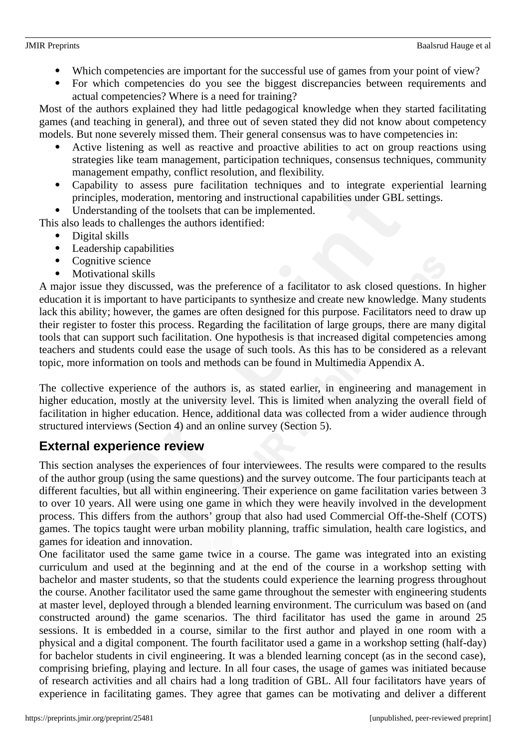- Which competencies are important for the successful use of games from your point of view?
- For which competencies do you see the biggest discrepancies between requirements and actual competencies? Where is a need for training?

Most of the authors explained they had little pedagogical knowledge when they started facilitating games (and teaching in general), and three out of seven stated they did not know about competency models. But none severely missed them. Their general consensus was to have competencies in:

- Active listening as well as reactive and proactive abilities to act on group reactions using strategies like team management, participation techniques, consensus techniques, community management empathy, conflict resolution, and flexibility.
- Capability to assess pure facilitation techniques and to integrate experiential learning principles, moderation, mentoring and instructional capabilities under GBL settings.
- Understanding of the toolsets that can be implemented.

This also leads to challenges the authors identified:

- Digital skills
- Leadership capabilities
- Cognitive science
- Motivational skills

A major issue they discussed, was the preference of a facilitator to ask closed questions. In higher education it is important to have participants to synthesize and create new knowledge. Many students lack this ability; however, the games are often designed for this purpose. Facilitators need to draw up their register to foster this process. Regarding the facilitation of large groups, there are many digital tools that can support such facilitation. One hypothesis is that increased digital competencies among teachers and students could ease the usage of such tools. As this has to be considered as a relevant topic, more information on tools and methods can be found in Multimedia Appendix A.

The collective experience of the authors is, as stated earlier, in engineering and management in higher education, mostly at the university level. This is limited when analyzing the overall field of facilitation in higher education. Hence, additional data was collected from a wider audience through structured interviews (Section 4) and an online survey (Section 5).

## External experience review

This section analyses the experiences of four interviewees. The results were compared to the results of the author group (using the same questions) and the survey outcome. The four participants teach at different faculties, but all within engineering. Their experience on game facilitation varies between 3 to over 10 years. All were using one game in which they were heavily involved in the development process. This differs from the authors' group that also had used Commercial Off-the-Shelf (COTS) games. The topics taught were urban mobility planning, traffic simulation, health care logistics, and games for ideation and innovation.

One facilitator used the same game twice in a course. The game was integrated into an existing curriculum and used at the beginning and at the end of the course in a workshop setting with bachelor and master students, so that the students could experience the learning progress throughout the course. Another facilitator used the same game throughout the semester with engineering students at master level, deployed through a blended learning environment. The curriculum was based on (and constructed around) the game scenarios. The third facilitator has used the game in around 25 sessions. It is embedded in a course, similar to the first author and played in one room with a physical and a digital component. The fourth facilitator used a game in a workshop setting (half-day) for bachelor students in civil engineering. It was a blended learning concept (as in the second case), comprising briefing, playing and lecture. In all four cases, the usage of games was initiated because of research activities and all chairs had a long tradition of GBL. All four facilitators have years of experience in facilitating games. They agree that games can be motivating and deliver a different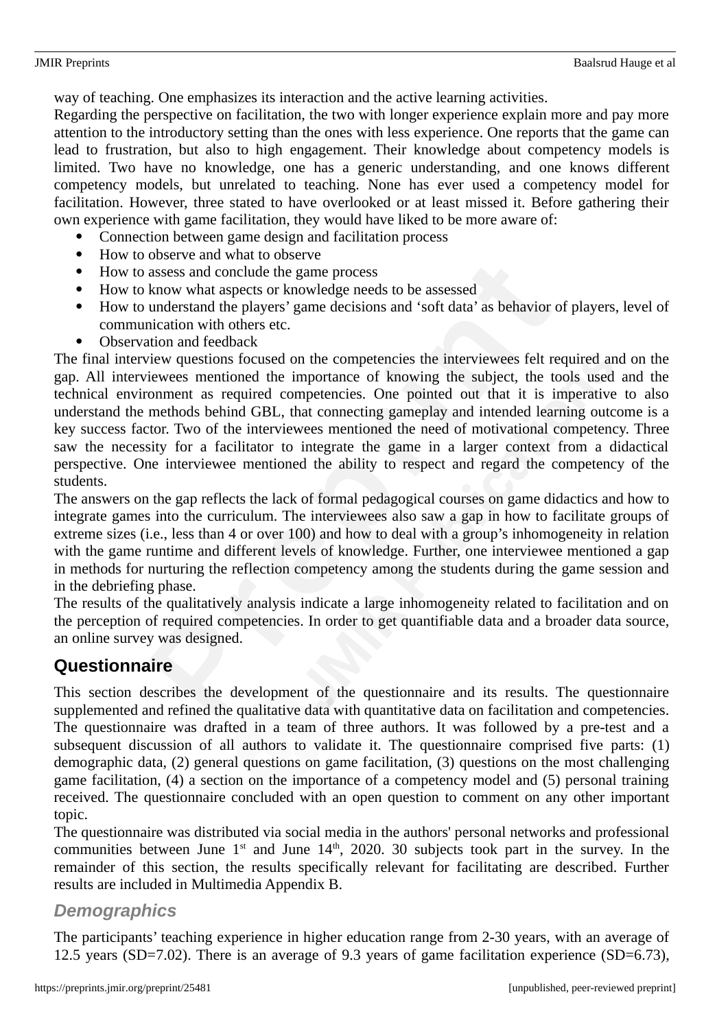way of teaching. One emphasizes its interaction and the active learning activities.

Regarding the perspective on facilitation, the two with longer experience explain more and pay more attention to the introductory setting than the ones with less experience. One reports that the game can lead to frustration, but also to high engagement. Their knowledge about competency models is limited. Two have no knowledge, one has a generic understanding, and one knows different competency models, but unrelated to teaching. None has ever used a competency model for facilitation. However, three stated to have overlooked or at least missed it. Before gathering their own experience with game facilitation, they would have liked to be more aware of:

- Connection between game design and facilitation process
- How to observe and what to observe
- How to assess and conclude the game process
- How to know what aspects or knowledge needs to be assessed
- How to understand the players' game decisions and 'soft data' as behavior of players, level of communication with others etc.
- Observation and feedback

The final interview questions focused on the competencies the interviewees felt required and on the gap. All interviewees mentioned the importance of knowing the subject, the tools used and the technical environment as required competencies. One pointed out that it is imperative to also understand the methods behind GBL, that connecting gameplay and intended learning outcome is a key success factor. Two of the interviewees mentioned the need of motivational competency. Three saw the necessity for a facilitator to integrate the game in a larger context from a didactical perspective. One interviewee mentioned the ability to respect and regard the competency of the students.

The answers on the gap reflects the lack of formal pedagogical courses on game didactics and how to integrate games into the curriculum. The interviewees also saw a gap in how to facilitate groups of extreme sizes (i.e., less than 4 or over 100) and how to deal with a group's inhomogeneity in relation with the game runtime and different levels of knowledge. Further, one interviewee mentioned a gap in methods for nurturing the reflection competency among the students during the game session and in the debriefing phase.

The results of the qualitatively analysis indicate a large inhomogeneity related to facilitation and on the perception of required competencies. In order to get quantifiable data and a broader data source, an online survey was designed.

## Questionnaire

This section describes the development of the questionnaire and its results. The questionnaire supplemented and refined the qualitative data with quantitative data on facilitation and competencies. The questionnaire was drafted in a team of three authors. It was followed by a pre-test and a subsequent discussion of all authors to validate it. The questionnaire comprised five parts: (1) demographic data, (2) general questions on game facilitation, (3) questions on the most challenging game facilitation, (4) a section on the importance of a competency model and (5) personal training received. The questionnaire concluded with an open question to comment on any other important topic.

The questionnaire was distributed via social media in the authors' personal networks and professional communities between June 1st and June 14th, 2020. 30 subjects took part in the survey. In the remainder of this section, the results specifically relevant for facilitating are described. Further results are included in Multimedia Appendix B.

### *Demographics*

The participants' teaching experience in higher education range from 2-30 years, with an average of 12.5 years (SD=7.02). There is an average of 9.3 years of game facilitation experience (SD=6.73),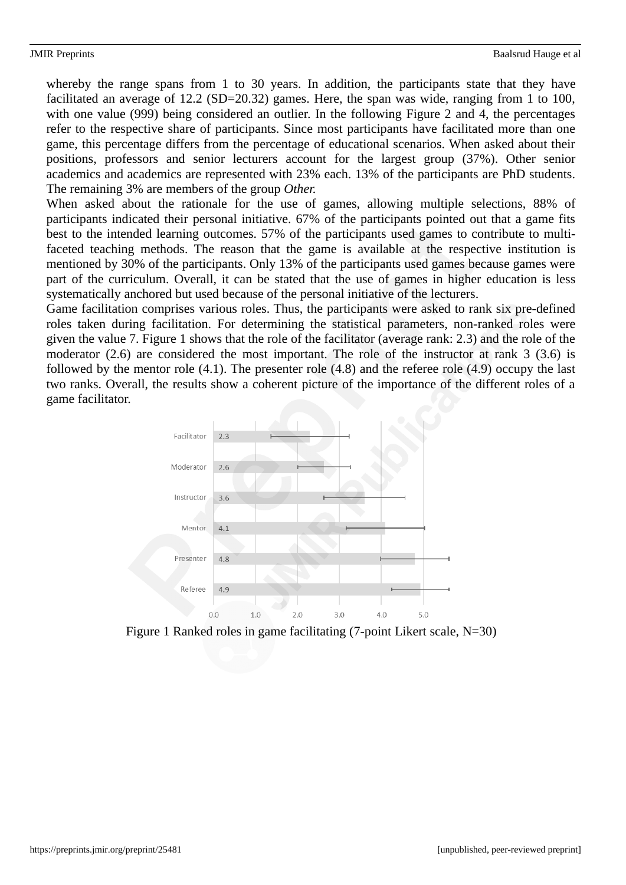whereby the range spans from 1 to 30 years. In addition, the participants state that they have facilitated an average of 12.2 (SD=20.32) games. Here, the span was wide, ranging from 1 to 100, with one value (999) being considered an outlier. In the following Figure 2 and 4, the percentages refer to the respective share of participants. Since most participants have facilitated more than one game, this percentage differs from the percentage of educational scenarios. When asked about their positions, professors and senior lecturers account for the largest group (37%). Other senior academics and academics are represented with 23% each. 13% of the participants are PhD students. The remaining 3% are members of the group *Other.*

When asked about the rationale for the use of games, allowing multiple selections, 88% of participants indicated their personal initiative. 67% of the participants pointed out that a game fits best to the intended learning outcomes. 57% of the participants used games to contribute to multi-faceted teaching methods. The reason that the game is available at the respective institution is mentioned by 30% of the participants. Only 13% of the participants used games because games were part of the curriculum. Overall, it can be stated that the use of games in higher education is less systematically anchored but used because of the personal initiative of the lecturers.

Game facilitation comprises various roles. Thus, the participants were asked to rank six pre-defined roles taken during facilitation. For determining the statistical parameters, non-ranked roles were given the value 7. Figure 1 shows that the role of the facilitator (average rank: 2.3) and the role of the moderator (2.6) are considered the most important. The role of the instructor at rank 3 (3.6) is followed by the mentor role (4.1). The presenter role (4.8) and the referee role (4.9) occupy the last two ranks. Overall, the results show a coherent picture of the importance of the different roles of a game facilitator.

| Role | Average rank |
|---|---|
| Facilitator | 2.3 |
| Moderator | 2.6 |
| Instructor | 3.6 |
| Mentor | 4.1 |
| Presenter | 4.8 |
| Referee | 4.9 |

Figure 1 Ranked roles in game facilitating (7-point Likert scale, N=30)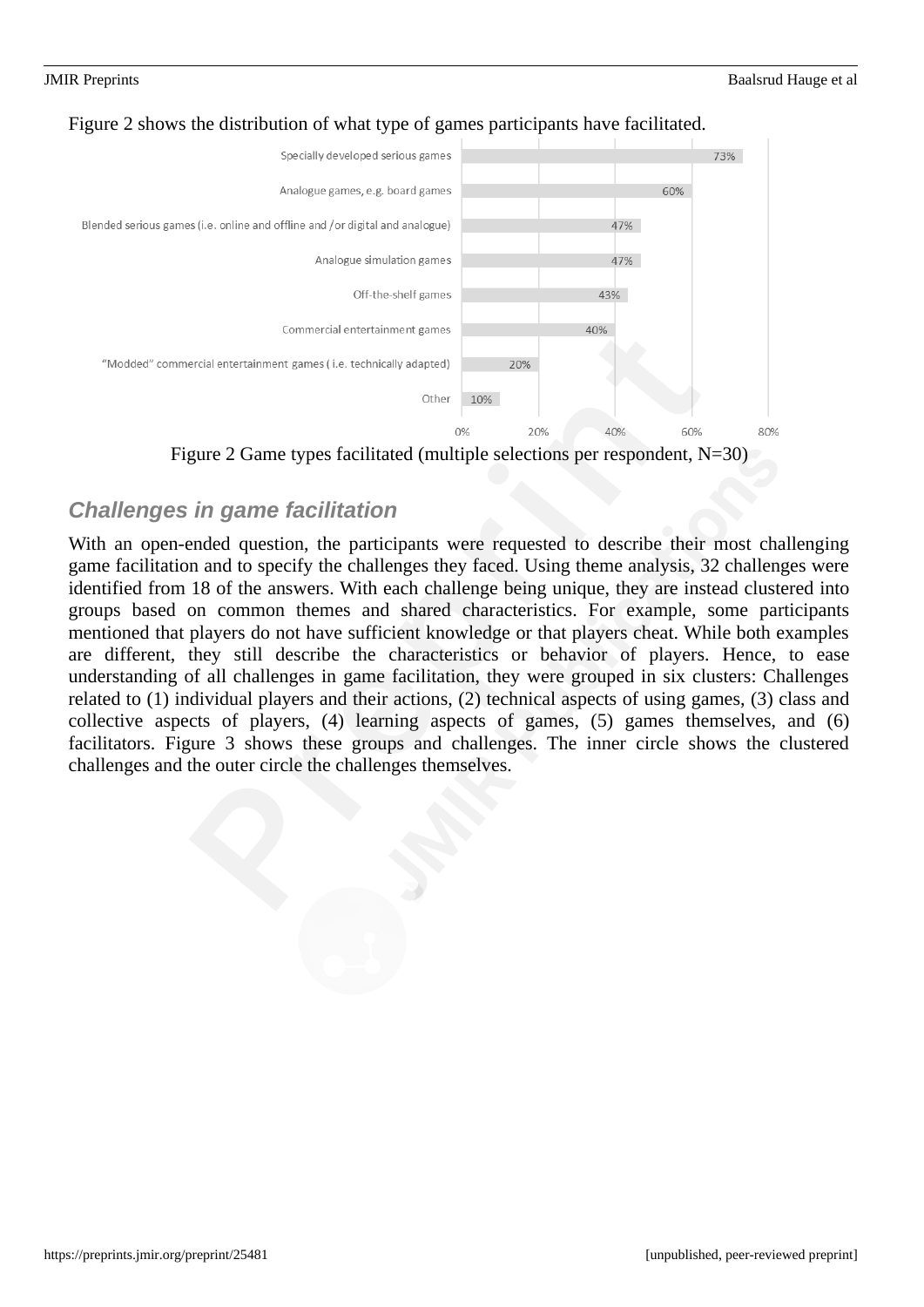Figure 2 shows the distribution of what type of games participants have facilitated.

| Game type | Percentage |
|---|---|
| Specially developed serious games | 73% |
| Analogue games, e.g. board games | 60% |
| Blended serious games (i.e. online and offline and /or digital and analogue) | 47% |
| Analogue simulation games | 47% |
| Off-the-shelf games | 43% |
| Commercial entertainment games | 40% |
| "Modded" commercial entertainment games ( i.e. technically adapted) | 20% |
| Other | 10% |

Figure 2 Game types facilitated (multiple selections per respondent, N=30)

### *Challenges in game facilitation*

With an open-ended question, the participants were requested to describe their most challenging game facilitation and to specify the challenges they faced. Using theme analysis, 32 challenges were identified from 18 of the answers. With each challenge being unique, they are instead clustered into groups based on common themes and shared characteristics. For example, some participants mentioned that players do not have sufficient knowledge or that players cheat. While both examples are different, they still describe the characteristics or behavior of players. Hence, to ease understanding of all challenges in game facilitation, they were grouped in six clusters: Challenges related to (1) individual players and their actions, (2) technical aspects of using games, (3) class and collective aspects of players, (4) learning aspects of games, (5) games themselves, and (6) facilitators. Figure 3 shows these groups and challenges. The inner circle shows the clustered challenges and the outer circle the challenges themselves.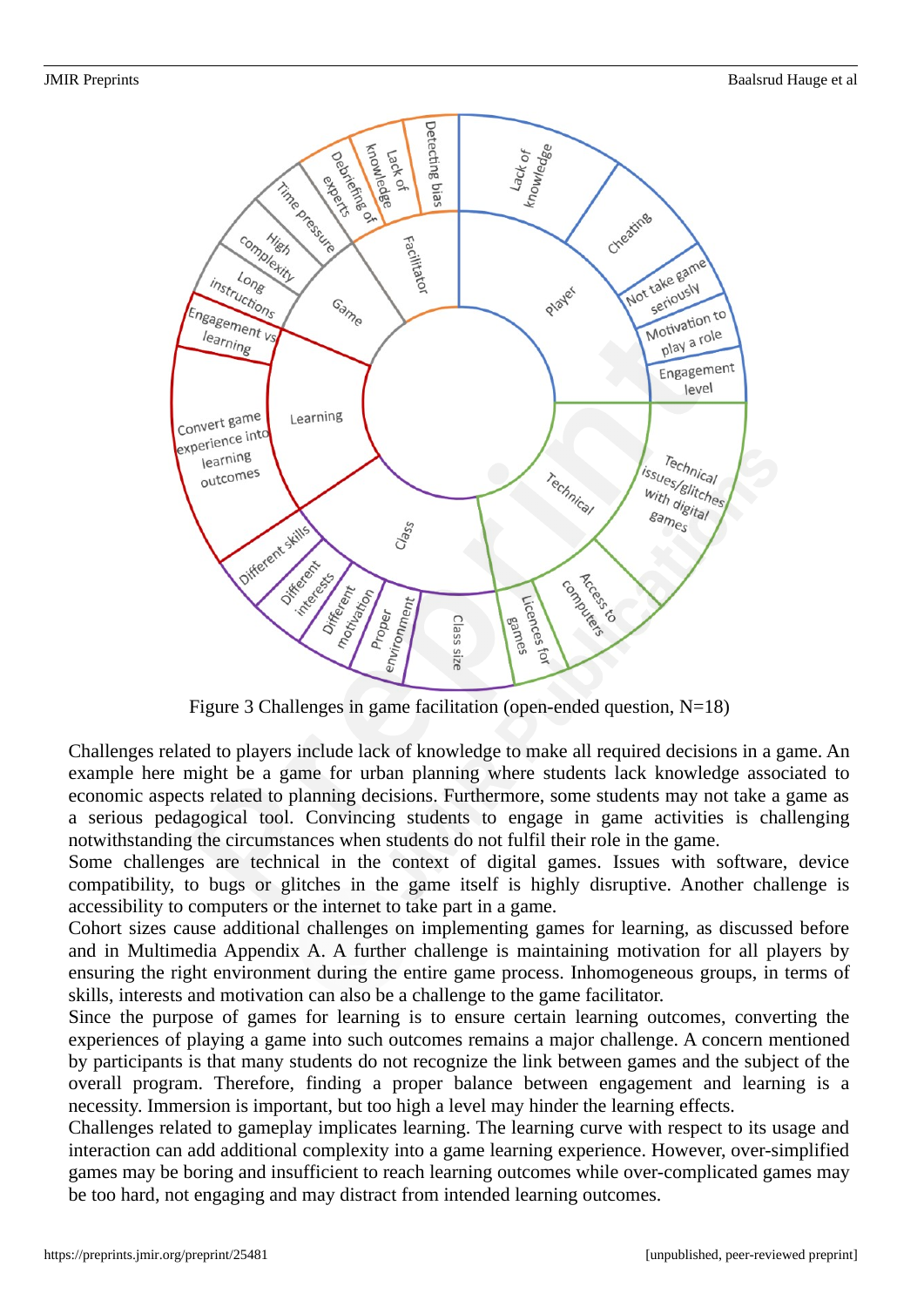Figure 3 Challenges in game facilitation (open-ended question, N=18)

Challenges related to players include lack of knowledge to make all required decisions in a game. An example here might be a game for urban planning where students lack knowledge associated to economic aspects related to planning decisions. Furthermore, some students may not take a game as a serious pedagogical tool. Convincing students to engage in game activities is challenging notwithstanding the circumstances when students do not fulfil their role in the game.

Some challenges are technical in the context of digital games. Issues with software, device compatibility, to bugs or glitches in the game itself is highly disruptive. Another challenge is accessibility to computers or the internet to take part in a game.

Cohort sizes cause additional challenges on implementing games for learning, as discussed before and in Multimedia Appendix A. A further challenge is maintaining motivation for all players by ensuring the right environment during the entire game process. Inhomogeneous groups, in terms of skills, interests and motivation can also be a challenge to the game facilitator.

Since the purpose of games for learning is to ensure certain learning outcomes, converting the experiences of playing a game into such outcomes remains a major challenge. A concern mentioned by participants is that many students do not recognize the link between games and the subject of the overall program. Therefore, finding a proper balance between engagement and learning is a necessity. Immersion is important, but too high a level may hinder the learning effects.

Challenges related to gameplay implicates learning. The learning curve with respect to its usage and interaction can add additional complexity into a game learning experience. However, over-simplified games may be boring and insufficient to reach learning outcomes while over-complicated games may be too hard, not engaging and may distract from intended learning outcomes.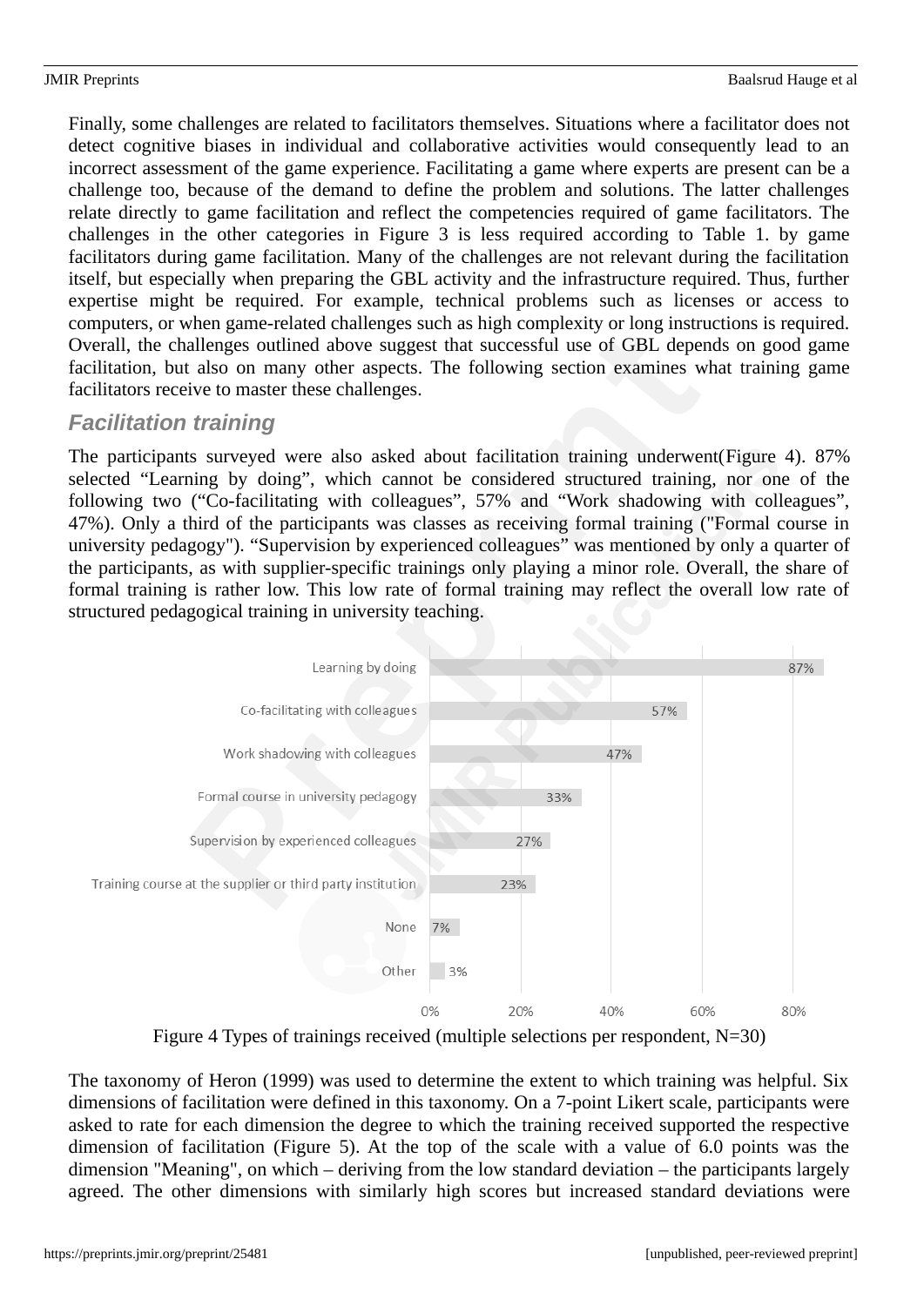Finally, some challenges are related to facilitators themselves. Situations where a facilitator does not detect cognitive biases in individual and collaborative activities would consequently lead to an incorrect assessment of the game experience. Facilitating a game where experts are present can be a challenge too, because of the demand to define the problem and solutions. The latter challenges relate directly to game facilitation and reflect the competencies required of game facilitators. The challenges in the other categories in Figure 3 is less required according to Table 1. by game facilitators during game facilitation. Many of the challenges are not relevant during the facilitation itself, but especially when preparing the GBL activity and the infrastructure required. Thus, further expertise might be required. For example, technical problems such as licenses or access to computers, or when game-related challenges such as high complexity or long instructions is required. Overall, the challenges outlined above suggest that successful use of GBL depends on good game facilitation, but also on many other aspects. The following section examines what training game facilitators receive to master these challenges.

### *Facilitation training*

The participants surveyed were also asked about facilitation training underwent(Figure 4). 87% selected “Learning by doing”, which cannot be considered structured training, nor one of the following two (“Co-facilitating with colleagues”, 57% and “Work shadowing with colleagues”, 47%). Only a third of the participants was classes as receiving formal training ("Formal course in university pedagogy"). “Supervision by experienced colleagues” was mentioned by only a quarter of the participants, as with supplier-specific trainings only playing a minor role. Overall, the share of formal training is rather low. This low rate of formal training may reflect the overall low rate of structured pedagogical training in university teaching.

| Type of training | Share |
|---|---|
| Learning by doing | 87% |
| Co-facilitating with colleagues | 57% |
| Work shadowing with colleagues | 47% |
| Formal course in university pedagogy | 33% |
| Supervision by experienced colleagues | 27% |
| Training course at the supplier or third party institution | 23% |
| None | 7% |
| Other | 3% |

Figure 4 Types of trainings received (multiple selections per respondent, N=30)

The taxonomy of Heron (1999) was used to determine the extent to which training was helpful. Six dimensions of facilitation were defined in this taxonomy. On a 7-point Likert scale, participants were asked to rate for each dimension the degree to which the training received supported the respective dimension of facilitation (Figure 5). At the top of the scale with a value of 6.0 points was the dimension "Meaning", on which – deriving from the low standard deviation – the participants largely agreed. The other dimensions with similarly high scores but increased standard deviations were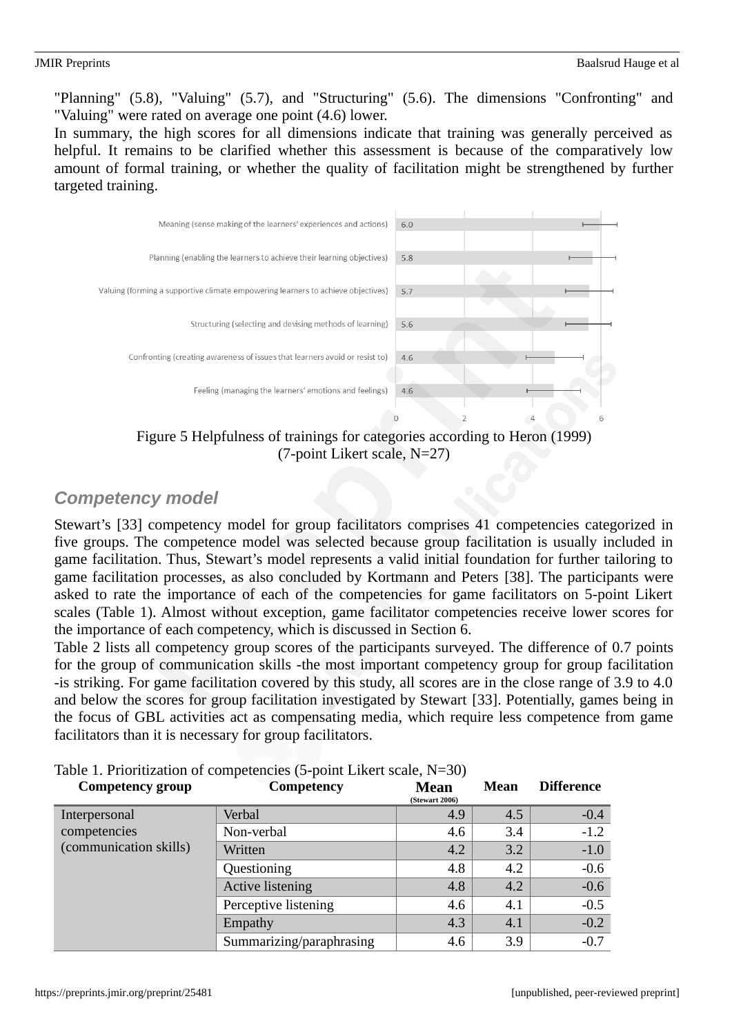"Planning" (5.8), "Valuing" (5.7), and "Structuring" (5.6). The dimensions "Confronting" and "Valuing" were rated on average one point (4.6) lower.

In summary, the high scores for all dimensions indicate that training was generally perceived as helpful. It remains to be clarified whether this assessment is because of the comparatively low amount of formal training, or whether the quality of facilitation might be strengthened by further targeted training.

Figure 5 Helpfulness of trainings for categories according to Heron (1999) (7-point Likert scale, N=27)

## Competency model

Stewart's [33] competency model for group facilitators comprises 41 competencies categorized in five groups. The competence model was selected because group facilitation is usually included in game facilitation. Thus, Stewart's model represents a valid initial foundation for further tailoring to game facilitation processes, as also concluded by Kortmann and Peters [38]. The participants were asked to rate the importance of each of the competencies for game facilitators on 5-point Likert scales (Table 1). Almost without exception, game facilitator competencies receive lower scores for the importance of each competency, which is discussed in Section 6.

Table 2 lists all competency group scores of the participants surveyed. The difference of 0.7 points for the group of communication skills -the most important competency group for group facilitation -is striking. For game facilitation covered by this study, all scores are in the close range of 3.9 to 4.0 and below the scores for group facilitation investigated by Stewart [33]. Potentially, games being in the focus of GBL activities act as compensating media, which require less competence from game facilitators than it is necessary for group facilitators.

Table 1. Prioritization of competencies (5-point Likert scale, N=30)

| Competency group | Competency | Mean (Stewart 2006) | Mean | Difference |
|---|---|---|---|---|
| Interpersonal competencies (communication skills) | Verbal | 4.9 | 4.5 | -0.4 |
| | Non-verbal | 4.6 | 3.4 | -1.2 |
| | Written | 4.2 | 3.2 | -1.0 |
| | Questioning | 4.8 | 4.2 | -0.6 |
| | Active listening | 4.8 | 4.2 | -0.6 |
| | Perceptive listening | 4.6 | 4.1 | -0.5 |
| | Empathy | 4.3 | 4.1 | -0.2 |
| | Summarizing/paraphrasing | 4.6 | 3.9 | -0.7 |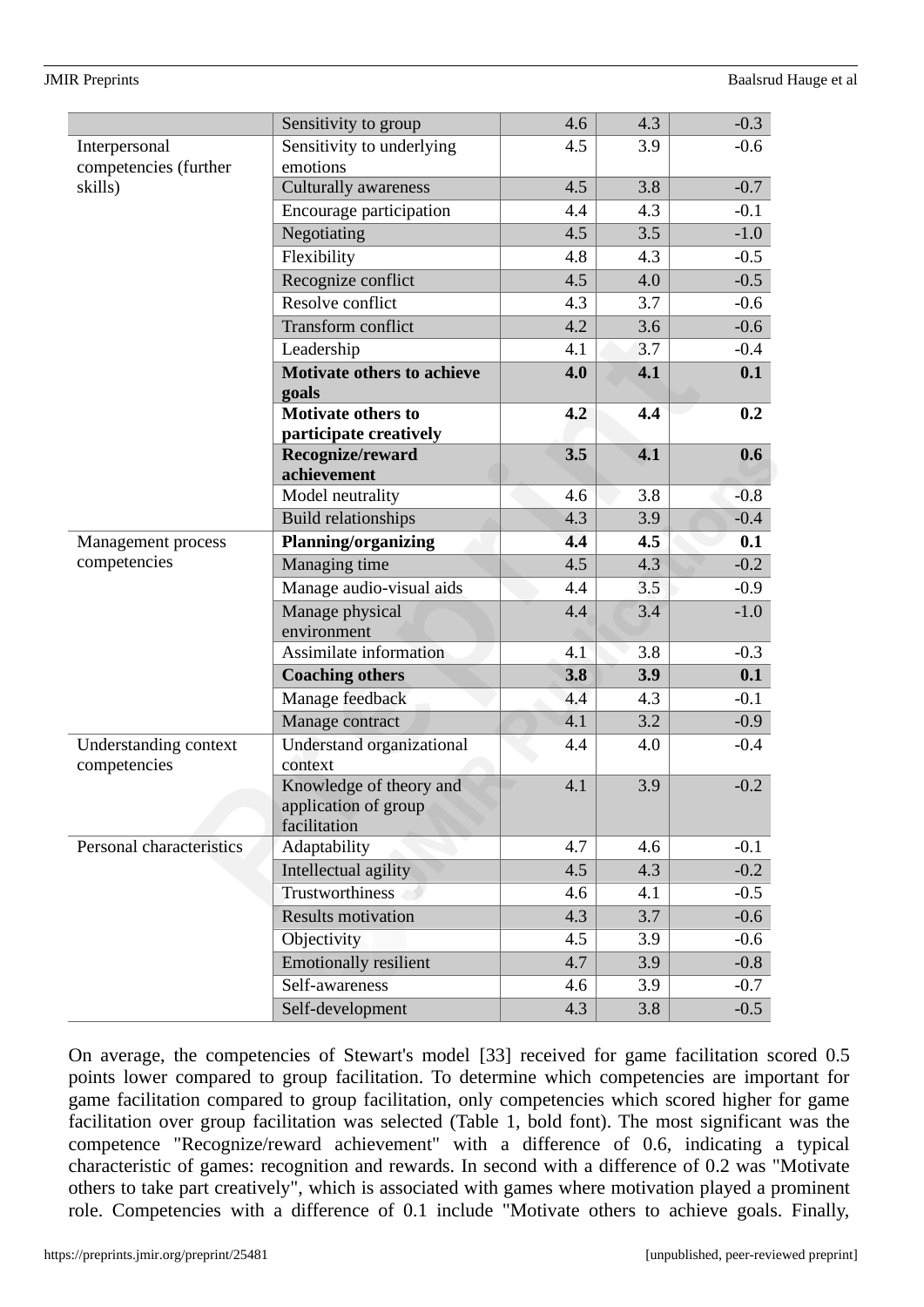| | Sensitivity to group | 4.6 | 4.3 | -0.3 |
|---|---|---|---|---|
| Interpersonal competencies (further skills) | Sensitivity to underlying emotions | 4.5 | 3.9 | -0.6 |
| | Culturally awareness | 4.5 | 3.8 | -0.7 |
| | Encourage participation | 4.4 | 4.3 | -0.1 |
| | Negotiating | 4.5 | 3.5 | -1.0 |
| | Flexibility | 4.8 | 4.3 | -0.5 |
| | Recognize conflict | 4.5 | 4.0 | -0.5 |
| | Resolve conflict | 4.3 | 3.7 | -0.6 |
| | Transform conflict | 4.2 | 3.6 | -0.6 |
| | Leadership | 4.1 | 3.7 | -0.4 |
| | **Motivate others to achieve goals** | **4.0** | **4.1** | **0.1** |
| | **Motivate others to participate creatively** | **4.2** | **4.4** | **0.2** |
| | **Recognize/reward achievement** | **3.5** | **4.1** | **0.6** |
| | Model neutrality | 4.6 | 3.8 | -0.8 |
| | Build relationships | 4.3 | 3.9 | -0.4 |
| Management process competencies | **Planning/organizing** | **4.4** | **4.5** | **0.1** |
| | Managing time | 4.5 | 4.3 | -0.2 |
| | Manage audio-visual aids | 4.4 | 3.5 | -0.9 |
| | Manage physical environment | 4.4 | 3.4 | -1.0 |
| | Assimilate information | 4.1 | 3.8 | -0.3 |
| | **Coaching others** | **3.8** | **3.9** | **0.1** |
| | Manage feedback | 4.4 | 4.3 | -0.1 |
| | Manage contract | 4.1 | 3.2 | -0.9 |
| Understanding context competencies | Understand organizational context | 4.4 | 4.0 | -0.4 |
| | Knowledge of theory and application of group facilitation | 4.1 | 3.9 | -0.2 |
| Personal characteristics | Adaptability | 4.7 | 4.6 | -0.1 |
| | Intellectual agility | 4.5 | 4.3 | -0.2 |
| | Trustworthiness | 4.6 | 4.1 | -0.5 |
| | Results motivation | 4.3 | 3.7 | -0.6 |
| | Objectivity | 4.5 | 3.9 | -0.6 |
| | Emotionally resilient | 4.7 | 3.9 | -0.8 |
| | Self-awareness | 4.6 | 3.9 | -0.7 |
| | Self-development | 4.3 | 3.8 | -0.5 |

On average, the competencies of Stewart's model [33] received for game facilitation scored 0.5 points lower compared to group facilitation. To determine which competencies are important for game facilitation compared to group facilitation, only competencies which scored higher for game facilitation over group facilitation was selected (Table 1, bold font). The most significant was the competence "Recognize/reward achievement" with a difference of 0.6, indicating a typical characteristic of games: recognition and rewards. In second with a difference of 0.2 was "Motivate others to take part creatively", which is associated with games where motivation played a prominent role. Competencies with a difference of 0.1 include "Motivate others to achieve goals. Finally,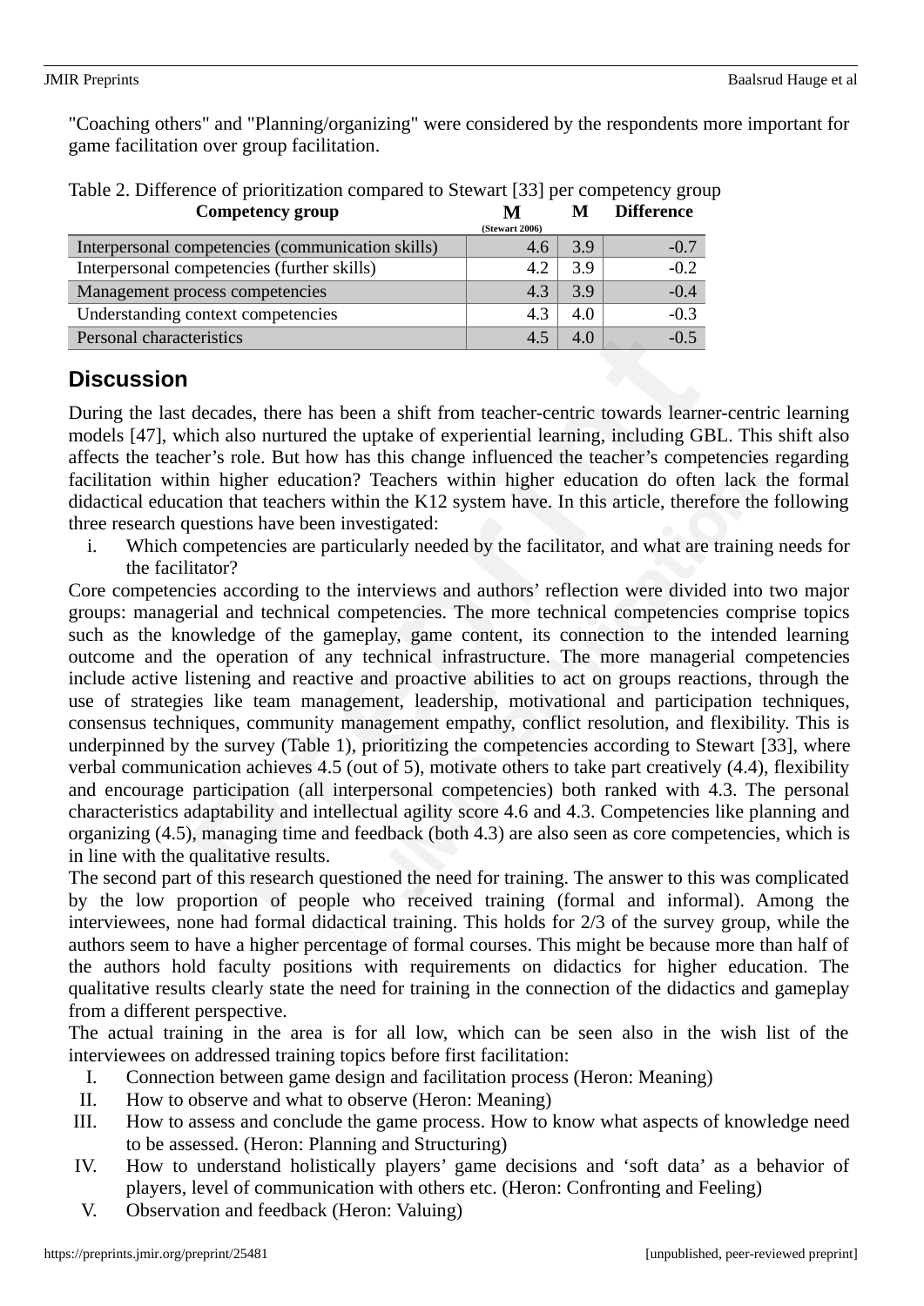"Coaching others" and "Planning/organizing" were considered by the respondents more important for game facilitation over group facilitation.

Table 2. Difference of prioritization compared to Stewart [33] per competency group

| Competency group | M (Stewart 2006) | M | Difference |
|---|---|---|---|
| Interpersonal competencies (communication skills) | 4.6 | 3.9 | -0.7 |
| Interpersonal competencies (further skills) | 4.2 | 3.9 | -0.2 |
| Management process competencies | 4.3 | 3.9 | -0.4 |
| Understanding context competencies | 4.3 | 4.0 | -0.3 |
| Personal characteristics | 4.5 | 4.0 | -0.5 |

## Discussion

During the last decades, there has been a shift from teacher-centric towards learner-centric learning models [47], which also nurtured the uptake of experiential learning, including GBL. This shift also affects the teacher's role. But how has this change influenced the teacher's competencies regarding facilitation within higher education? Teachers within higher education do often lack the formal didactical education that teachers within the K12 system have. In this article, therefore the following three research questions have been investigated:

i. Which competencies are particularly needed by the facilitator, and what are training needs for the facilitator?

Core competencies according to the interviews and authors' reflection were divided into two major groups: managerial and technical competencies. The more technical competencies comprise topics such as the knowledge of the gameplay, game content, its connection to the intended learning outcome and the operation of any technical infrastructure. The more managerial competencies include active listening and reactive and proactive abilities to act on groups reactions, through the use of strategies like team management, leadership, motivational and participation techniques, consensus techniques, community management empathy, conflict resolution, and flexibility. This is underpinned by the survey (Table 1), prioritizing the competencies according to Stewart [33], where verbal communication achieves 4.5 (out of 5), motivate others to take part creatively (4.4), flexibility and encourage participation (all interpersonal competencies) both ranked with 4.3. The personal characteristics adaptability and intellectual agility score 4.6 and 4.3. Competencies like planning and organizing (4.5), managing time and feedback (both 4.3) are also seen as core competencies, which is in line with the qualitative results.

The second part of this research questioned the need for training. The answer to this was complicated by the low proportion of people who received training (formal and informal). Among the interviewees, none had formal didactical training. This holds for 2/3 of the survey group, while the authors seem to have a higher percentage of formal courses. This might be because more than half of the authors hold faculty positions with requirements on didactics for higher education. The qualitative results clearly state the need for training in the connection of the didactics and gameplay from a different perspective.

The actual training in the area is for all low, which can be seen also in the wish list of the interviewees on addressed training topics before first facilitation:

I. Connection between game design and facilitation process (Heron: Meaning)
II. How to observe and what to observe (Heron: Meaning)
III. How to assess and conclude the game process. How to know what aspects of knowledge need to be assessed. (Heron: Planning and Structuring)
IV. How to understand holistically players' game decisions and 'soft data' as a behavior of players, level of communication with others etc. (Heron: Confronting and Feeling)
V. Observation and feedback (Heron: Valuing)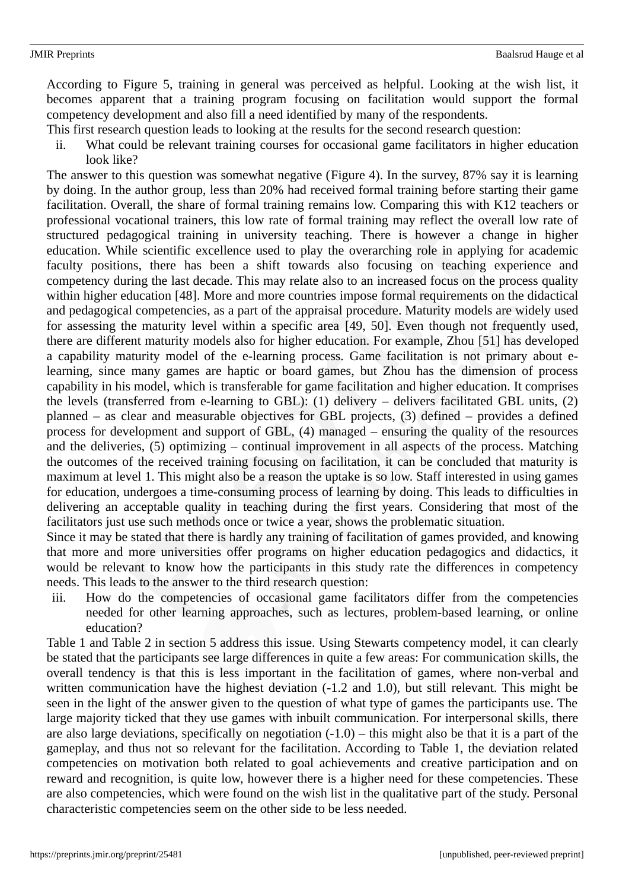According to Figure 5, training in general was perceived as helpful. Looking at the wish list, it becomes apparent that a training program focusing on facilitation would support the formal competency development and also fill a need identified by many of the respondents.

This first research question leads to looking at the results for the second research question:

ii. What could be relevant training courses for occasional game facilitators in higher education look like?

The answer to this question was somewhat negative (Figure 4). In the survey, 87% say it is learning by doing. In the author group, less than 20% had received formal training before starting their game facilitation. Overall, the share of formal training remains low. Comparing this with K12 teachers or professional vocational trainers, this low rate of formal training may reflect the overall low rate of structured pedagogical training in university teaching. There is however a change in higher education. While scientific excellence used to play the overarching role in applying for academic faculty positions, there has been a shift towards also focusing on teaching experience and competency during the last decade. This may relate also to an increased focus on the process quality within higher education [48]. More and more countries impose formal requirements on the didactical and pedagogical competencies, as a part of the appraisal procedure. Maturity models are widely used for assessing the maturity level within a specific area [49, 50]. Even though not frequently used, there are different maturity models also for higher education. For example, Zhou [51] has developed a capability maturity model of the e-learning process. Game facilitation is not primary about e-learning, since many games are haptic or board games, but Zhou has the dimension of process capability in his model, which is transferable for game facilitation and higher education. It comprises the levels (transferred from e-learning to GBL): (1) delivery – delivers facilitated GBL units, (2) planned – as clear and measurable objectives for GBL projects, (3) defined – provides a defined process for development and support of GBL, (4) managed – ensuring the quality of the resources and the deliveries, (5) optimizing – continual improvement in all aspects of the process. Matching the outcomes of the received training focusing on facilitation, it can be concluded that maturity is maximum at level 1. This might also be a reason the uptake is so low. Staff interested in using games for education, undergoes a time-consuming process of learning by doing. This leads to difficulties in delivering an acceptable quality in teaching during the first years. Considering that most of the facilitators just use such methods once or twice a year, shows the problematic situation.

Since it may be stated that there is hardly any training of facilitation of games provided, and knowing that more and more universities offer programs on higher education pedagogics and didactics, it would be relevant to know how the participants in this study rate the differences in competency needs. This leads to the answer to the third research question:

iii. How do the competencies of occasional game facilitators differ from the competencies needed for other learning approaches, such as lectures, problem-based learning, or online education?

Table 1 and Table 2 in section 5 address this issue. Using Stewarts competency model, it can clearly be stated that the participants see large differences in quite a few areas: For communication skills, the overall tendency is that this is less important in the facilitation of games, where non-verbal and written communication have the highest deviation (-1.2 and 1.0), but still relevant. This might be seen in the light of the answer given to the question of what type of games the participants use. The large majority ticked that they use games with inbuilt communication. For interpersonal skills, there are also large deviations, specifically on negotiation (-1.0) – this might also be that it is a part of the gameplay, and thus not so relevant for the facilitation. According to Table 1, the deviation related competencies on motivation both related to goal achievements and creative participation and on reward and recognition, is quite low, however there is a higher need for these competencies. These are also competencies, which were found on the wish list in the qualitative part of the study. Personal characteristic competencies seem on the other side to be less needed.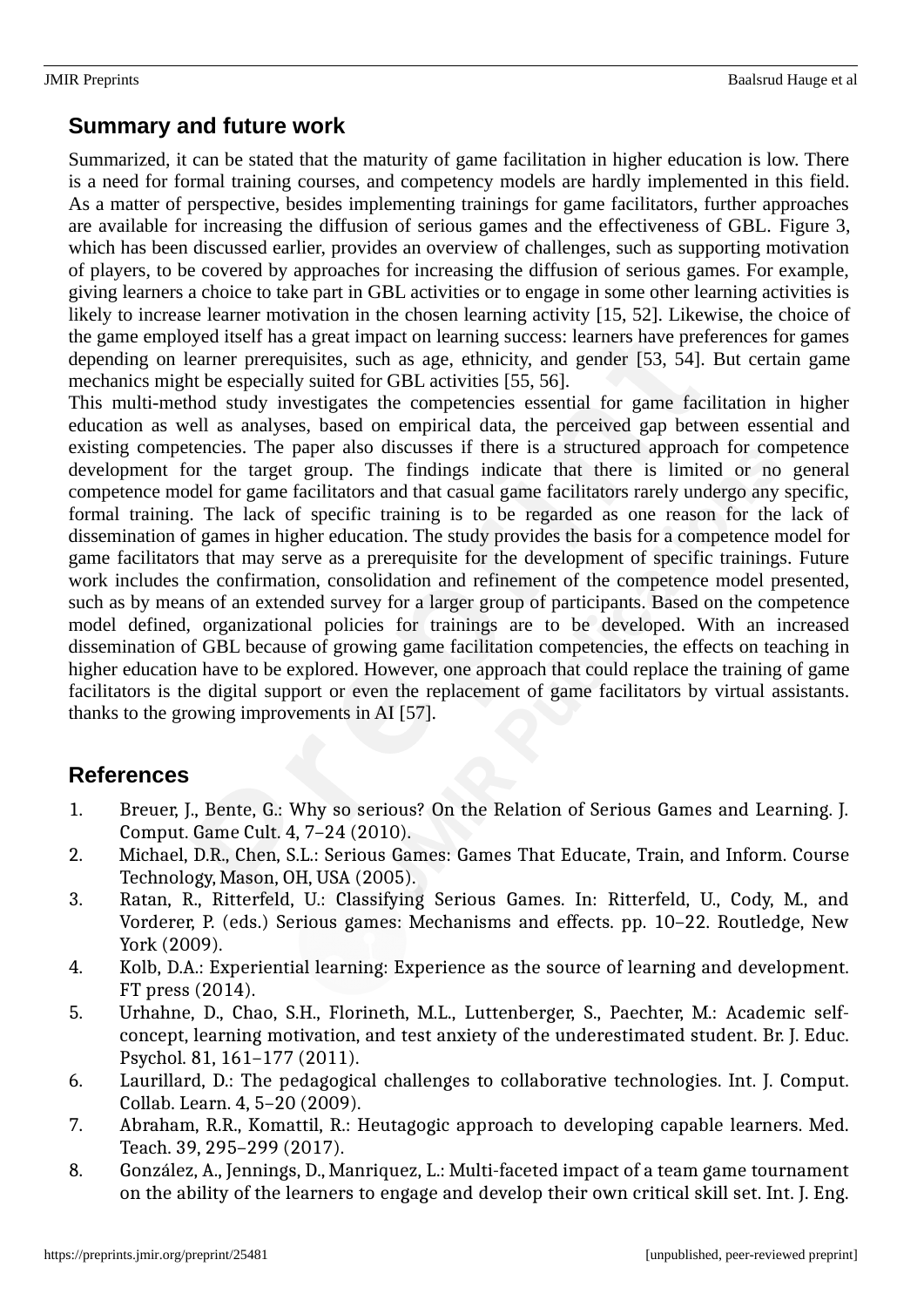## Summary and future work

Summarized, it can be stated that the maturity of game facilitation in higher education is low. There is a need for formal training courses, and competency models are hardly implemented in this field. As a matter of perspective, besides implementing trainings for game facilitators, further approaches are available for increasing the diffusion of serious games and the effectiveness of GBL. Figure 3, which has been discussed earlier, provides an overview of challenges, such as supporting motivation of players, to be covered by approaches for increasing the diffusion of serious games. For example, giving learners a choice to take part in GBL activities or to engage in some other learning activities is likely to increase learner motivation in the chosen learning activity [15, 52]. Likewise, the choice of the game employed itself has a great impact on learning success: learners have preferences for games depending on learner prerequisites, such as age, ethnicity, and gender [53, 54]. But certain game mechanics might be especially suited for GBL activities [55, 56].

This multi-method study investigates the competencies essential for game facilitation in higher education as well as analyses, based on empirical data, the perceived gap between essential and existing competencies. The paper also discusses if there is a structured approach for competence development for the target group. The findings indicate that there is limited or no general competence model for game facilitators and that casual game facilitators rarely undergo any specific, formal training. The lack of specific training is to be regarded as one reason for the lack of dissemination of games in higher education. The study provides the basis for a competence model for game facilitators that may serve as a prerequisite for the development of specific trainings. Future work includes the confirmation, consolidation and refinement of the competence model presented, such as by means of an extended survey for a larger group of participants. Based on the competence model defined, organizational policies for trainings are to be developed. With an increased dissemination of GBL because of growing game facilitation competencies, the effects on teaching in higher education have to be explored. However, one approach that could replace the training of game facilitators is the digital support or even the replacement of game facilitators by virtual assistants. thanks to the growing improvements in AI [57].

## References

1. Breuer, J., Bente, G.: Why so serious? On the Relation of Serious Games and Learning. J. Comput. Game Cult. 4, 7–24 (2010).
2. Michael, D.R., Chen, S.L.: Serious Games: Games That Educate, Train, and Inform. Course Technology, Mason, OH, USA (2005).
3. Ratan, R., Ritterfeld, U.: Classifying Serious Games. In: Ritterfeld, U., Cody, M., and Vorderer, P. (eds.) Serious games: Mechanisms and effects. pp. 10–22. Routledge, New York (2009).
4. Kolb, D.A.: Experiential learning: Experience as the source of learning and development. FT press (2014).
5. Urhahne, D., Chao, S.H., Florineth, M.L., Luttenberger, S., Paechter, M.: Academic self-concept, learning motivation, and test anxiety of the underestimated student. Br. J. Educ. Psychol. 81, 161–177 (2011).
6. Laurillard, D.: The pedagogical challenges to collaborative technologies. Int. J. Comput. Collab. Learn. 4, 5–20 (2009).
7. Abraham, R.R., Komattil, R.: Heutagogic approach to developing capable learners. Med. Teach. 39, 295–299 (2017).
8. González, A., Jennings, D., Manriquez, L.: Multi-faceted impact of a team game tournament on the ability of the learners to engage and develop their own critical skill set. Int. J. Eng.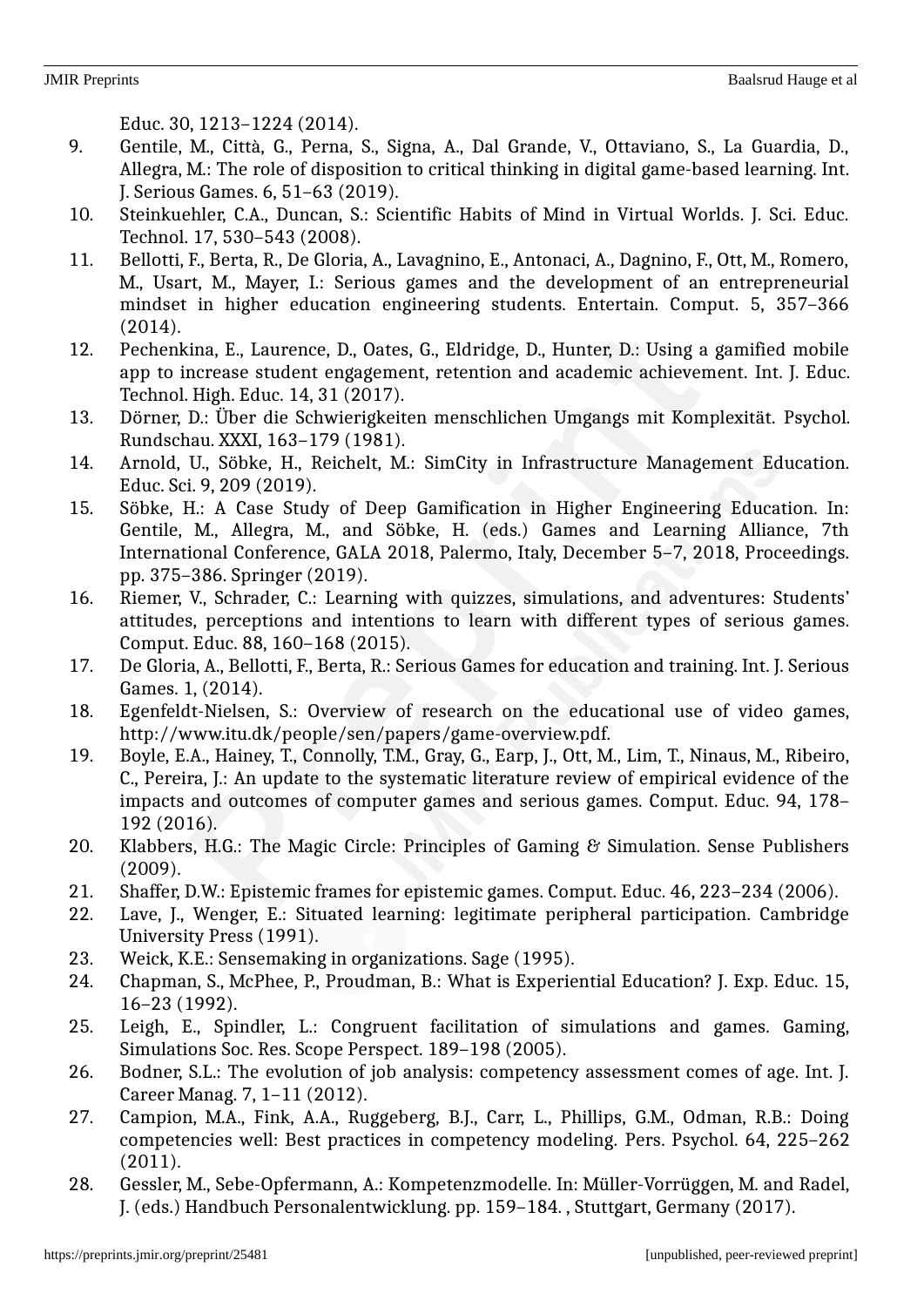Educ. 30, 1213–1224 (2014).

9. Gentile, M., Città, G., Perna, S., Signa, A., Dal Grande, V., Ottaviano, S., La Guardia, D., Allegra, M.: The role of disposition to critical thinking in digital game-based learning. Int. J. Serious Games. 6, 51–63 (2019).
10. Steinkuehler, C.A., Duncan, S.: Scientific Habits of Mind in Virtual Worlds. J. Sci. Educ. Technol. 17, 530–543 (2008).
11. Bellotti, F., Berta, R., De Gloria, A., Lavagnino, E., Antonaci, A., Dagnino, F., Ott, M., Romero, M., Usart, M., Mayer, I.: Serious games and the development of an entrepreneurial mindset in higher education engineering students. Entertain. Comput. 5, 357–366 (2014).
12. Pechenkina, E., Laurence, D., Oates, G., Eldridge, D., Hunter, D.: Using a gamified mobile app to increase student engagement, retention and academic achievement. Int. J. Educ. Technol. High. Educ. 14, 31 (2017).
13. Dörner, D.: Über die Schwierigkeiten menschlichen Umgangs mit Komplexität. Psychol. Rundschau. XXXI, 163–179 (1981).
14. Arnold, U., Söbke, H., Reichelt, M.: SimCity in Infrastructure Management Education. Educ. Sci. 9, 209 (2019).
15. Söbke, H.: A Case Study of Deep Gamification in Higher Engineering Education. In: Gentile, M., Allegra, M., and Söbke, H. (eds.) Games and Learning Alliance, 7th International Conference, GALA 2018, Palermo, Italy, December 5–7, 2018, Proceedings. pp. 375–386. Springer (2019).
16. Riemer, V., Schrader, C.: Learning with quizzes, simulations, and adventures: Students' attitudes, perceptions and intentions to learn with different types of serious games. Comput. Educ. 88, 160–168 (2015).
17. De Gloria, A., Bellotti, F., Berta, R.: Serious Games for education and training. Int. J. Serious Games. 1, (2014).
18. Egenfeldt-Nielsen, S.: Overview of research on the educational use of video games, http://www.itu.dk/people/sen/papers/game-overview.pdf.
19. Boyle, E.A., Hainey, T., Connolly, T.M., Gray, G., Earp, J., Ott, M., Lim, T., Ninaus, M., Ribeiro, C., Pereira, J.: An update to the systematic literature review of empirical evidence of the impacts and outcomes of computer games and serious games. Comput. Educ. 94, 178–192 (2016).
20. Klabbers, H.G.: The Magic Circle: Principles of Gaming & Simulation. Sense Publishers (2009).
21. Shaffer, D.W.: Epistemic frames for epistemic games. Comput. Educ. 46, 223–234 (2006).
22. Lave, J., Wenger, E.: Situated learning: legitimate peripheral participation. Cambridge University Press (1991).
23. Weick, K.E.: Sensemaking in organizations. Sage (1995).
24. Chapman, S., McPhee, P., Proudman, B.: What is Experiential Education? J. Exp. Educ. 15, 16–23 (1992).
25. Leigh, E., Spindler, L.: Congruent facilitation of simulations and games. Gaming, Simulations Soc. Res. Scope Perspect. 189–198 (2005).
26. Bodner, S.L.: The evolution of job analysis: competency assessment comes of age. Int. J. Career Manag. 7, 1–11 (2012).
27. Campion, M.A., Fink, A.A., Ruggeberg, B.J., Carr, L., Phillips, G.M., Odman, R.B.: Doing competencies well: Best practices in competency modeling. Pers. Psychol. 64, 225–262 (2011).
28. Gessler, M., Sebe-Opfermann, A.: Kompetenzmodelle. In: Müller-Vorrüggen, M. and Radel, J. (eds.) Handbuch Personalentwicklung. pp. 159–184. , Stuttgart, Germany (2017).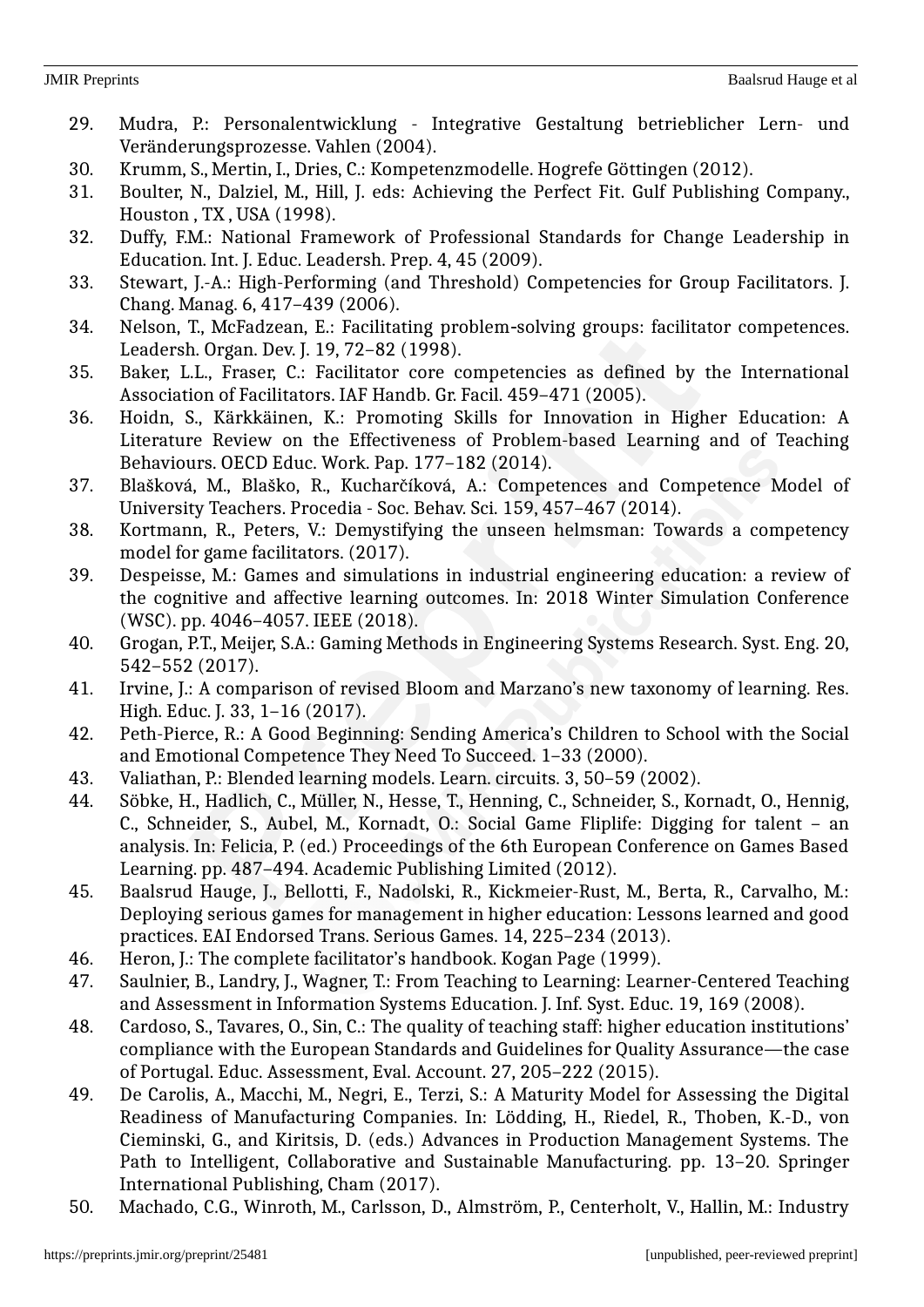29. Mudra, P.: Personalentwicklung - Integrative Gestaltung betrieblicher Lern- und Veränderungsprozesse. Vahlen (2004).
30. Krumm, S., Mertin, I., Dries, C.: Kompetenzmodelle. Hogrefe Göttingen (2012).
31. Boulter, N., Dalziel, M., Hill, J. eds: Achieving the Perfect Fit. Gulf Publishing Company., Houston , TX , USA (1998).
32. Duffy, F.M.: National Framework of Professional Standards for Change Leadership in Education. Int. J. Educ. Leadersh. Prep. 4, 45 (2009).
33. Stewart, J.-A.: High-Performing (and Threshold) Competencies for Group Facilitators. J. Chang. Manag. 6, 417–439 (2006).
34. Nelson, T., McFadzean, E.: Facilitating problem-solving groups: facilitator competences. Leadersh. Organ. Dev. J. 19, 72–82 (1998).
35. Baker, L.L., Fraser, C.: Facilitator core competencies as defined by the International Association of Facilitators. IAF Handb. Gr. Facil. 459–471 (2005).
36. Hoidn, S., Kärkkäinen, K.: Promoting Skills for Innovation in Higher Education: A Literature Review on the Effectiveness of Problem-based Learning and of Teaching Behaviours. OECD Educ. Work. Pap. 177–182 (2014).
37. Blašková, M., Blaško, R., Kucharčíková, A.: Competences and Competence Model of University Teachers. Procedia - Soc. Behav. Sci. 159, 457–467 (2014).
38. Kortmann, R., Peters, V.: Demystifying the unseen helmsman: Towards a competency model for game facilitators. (2017).
39. Despeisse, M.: Games and simulations in industrial engineering education: a review of the cognitive and affective learning outcomes. In: 2018 Winter Simulation Conference (WSC). pp. 4046–4057. IEEE (2018).
40. Grogan, P.T., Meijer, S.A.: Gaming Methods in Engineering Systems Research. Syst. Eng. 20, 542–552 (2017).
41. Irvine, J.: A comparison of revised Bloom and Marzano's new taxonomy of learning. Res. High. Educ. J. 33, 1–16 (2017).
42. Peth-Pierce, R.: A Good Beginning: Sending America's Children to School with the Social and Emotional Competence They Need To Succeed. 1–33 (2000).
43. Valiathan, P.: Blended learning models. Learn. circuits. 3, 50–59 (2002).
44. Söbke, H., Hadlich, C., Müller, N., Hesse, T., Henning, C., Schneider, S., Kornadt, O., Hennig, C., Schneider, S., Aubel, M., Kornadt, O.: Social Game Fliplife: Digging for talent – an analysis. In: Felicia, P. (ed.) Proceedings of the 6th European Conference on Games Based Learning. pp. 487–494. Academic Publishing Limited (2012).
45. Baalsrud Hauge, J., Bellotti, F., Nadolski, R., Kickmeier-Rust, M., Berta, R., Carvalho, M.: Deploying serious games for management in higher education: Lessons learned and good practices. EAI Endorsed Trans. Serious Games. 14, 225–234 (2013).
46. Heron, J.: The complete facilitator's handbook. Kogan Page (1999).
47. Saulnier, B., Landry, J., Wagner, T.: From Teaching to Learning: Learner-Centered Teaching and Assessment in Information Systems Education. J. Inf. Syst. Educ. 19, 169 (2008).
48. Cardoso, S., Tavares, O., Sin, C.: The quality of teaching staff: higher education institutions' compliance with the European Standards and Guidelines for Quality Assurance—the case of Portugal. Educ. Assessment, Eval. Account. 27, 205–222 (2015).
49. De Carolis, A., Macchi, M., Negri, E., Terzi, S.: A Maturity Model for Assessing the Digital Readiness of Manufacturing Companies. In: Lödding, H., Riedel, R., Thoben, K.-D., von Cieminski, G., and Kiritsis, D. (eds.) Advances in Production Management Systems. The Path to Intelligent, Collaborative and Sustainable Manufacturing. pp. 13–20. Springer International Publishing, Cham (2017).
50. Machado, C.G., Winroth, M., Carlsson, D., Almström, P., Centerholt, V., Hallin, M.: Industry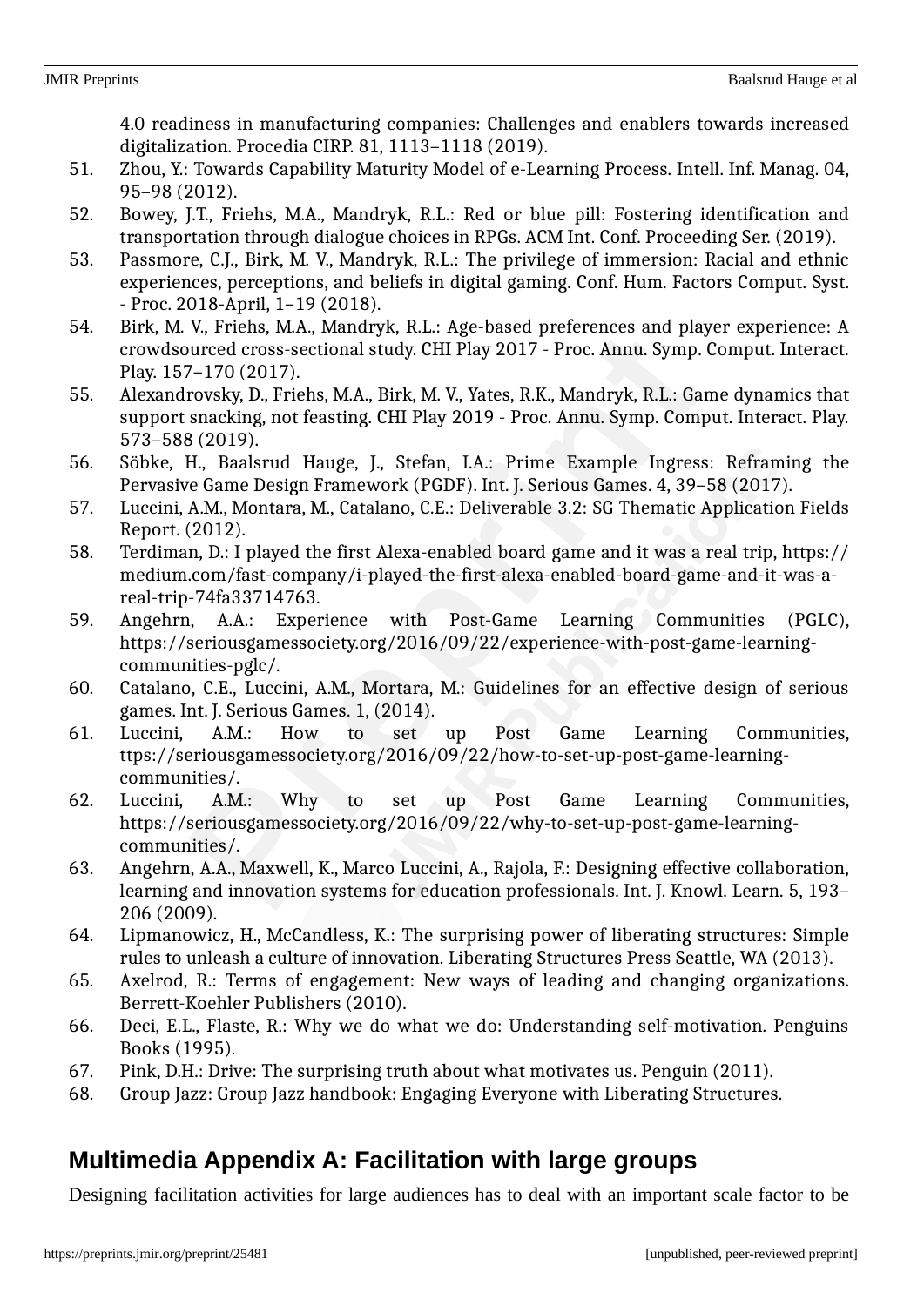4.0 readiness in manufacturing companies: Challenges and enablers towards increased digitalization. Procedia CIRP. 81, 1113–1118 (2019).

51. Zhou, Y.: Towards Capability Maturity Model of e-Learning Process. Intell. Inf. Manag. 04, 95–98 (2012).
52. Bowey, J.T., Friehs, M.A., Mandryk, R.L.: Red or blue pill: Fostering identification and transportation through dialogue choices in RPGs. ACM Int. Conf. Proceeding Ser. (2019).
53. Passmore, C.J., Birk, M. V., Mandryk, R.L.: The privilege of immersion: Racial and ethnic experiences, perceptions, and beliefs in digital gaming. Conf. Hum. Factors Comput. Syst. - Proc. 2018-April, 1–19 (2018).
54. Birk, M. V., Friehs, M.A., Mandryk, R.L.: Age-based preferences and player experience: A crowdsourced cross-sectional study. CHI Play 2017 - Proc. Annu. Symp. Comput. Interact. Play. 157–170 (2017).
55. Alexandrovsky, D., Friehs, M.A., Birk, M. V., Yates, R.K., Mandryk, R.L.: Game dynamics that support snacking, not feasting. CHI Play 2019 - Proc. Annu. Symp. Comput. Interact. Play. 573–588 (2019).
56. Söbke, H., Baalsrud Hauge, J., Stefan, I.A.: Prime Example Ingress: Reframing the Pervasive Game Design Framework (PGDF). Int. J. Serious Games. 4, 39–58 (2017).
57. Luccini, A.M., Montara, M., Catalano, C.E.: Deliverable 3.2: SG Thematic Application Fields Report. (2012).
58. Terdiman, D.: I played the first Alexa-enabled board game and it was a real trip, https://medium.com/fast-company/i-played-the-first-alexa-enabled-board-game-and-it-was-a-real-trip-74fa33714763.
59. Angehrn, A.A.: Experience with Post-Game Learning Communities (PGLC), https://seriousgamessociety.org/2016/09/22/experience-with-post-game-learning-communities-pglc/.
60. Catalano, C.E., Luccini, A.M., Mortara, M.: Guidelines for an effective design of serious games. Int. J. Serious Games. 1, (2014).
61. Luccini, A.M.: How to set up Post Game Learning Communities, ttps://seriousgamessociety.org/2016/09/22/how-to-set-up-post-game-learning-communities/.
62. Luccini, A.M.: Why to set up Post Game Learning Communities, https://seriousgamessociety.org/2016/09/22/why-to-set-up-post-game-learning-communities/.
63. Angehrn, A.A., Maxwell, K., Marco Luccini, A., Rajola, F.: Designing effective collaboration, learning and innovation systems for education professionals. Int. J. Knowl. Learn. 5, 193–206 (2009).
64. Lipmanowicz, H., McCandless, K.: The surprising power of liberating structures: Simple rules to unleash a culture of innovation. Liberating Structures Press Seattle, WA (2013).
65. Axelrod, R.: Terms of engagement: New ways of leading and changing organizations. Berrett-Koehler Publishers (2010).
66. Deci, E.L., Flaste, R.: Why we do what we do: Understanding self-motivation. Penguins Books (1995).
67. Pink, D.H.: Drive: The surprising truth about what motivates us. Penguin (2011).
68. Group Jazz: Group Jazz handbook: Engaging Everyone with Liberating Structures.

## Multimedia Appendix A: Facilitation with large groups

Designing facilitation activities for large audiences has to deal with an important scale factor to be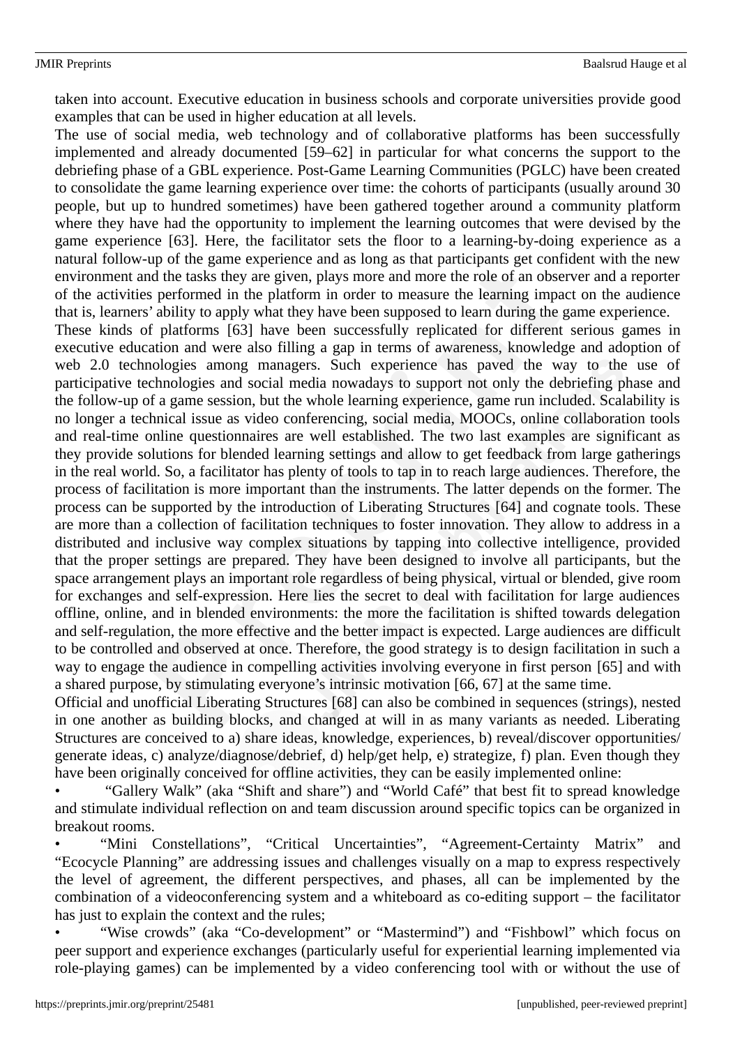taken into account. Executive education in business schools and corporate universities provide good examples that can be used in higher education at all levels.

The use of social media, web technology and of collaborative platforms has been successfully implemented and already documented [59–62] in particular for what concerns the support to the debriefing phase of a GBL experience. Post-Game Learning Communities (PGLC) have been created to consolidate the game learning experience over time: the cohorts of participants (usually around 30 people, but up to hundred sometimes) have been gathered together around a community platform where they have had the opportunity to implement the learning outcomes that were devised by the game experience [63]. Here, the facilitator sets the floor to a learning-by-doing experience as a natural follow-up of the game experience and as long as that participants get confident with the new environment and the tasks they are given, plays more and more the role of an observer and a reporter of the activities performed in the platform in order to measure the learning impact on the audience that is, learners' ability to apply what they have been supposed to learn during the game experience.

These kinds of platforms [63] have been successfully replicated for different serious games in executive education and were also filling a gap in terms of awareness, knowledge and adoption of web 2.0 technologies among managers. Such experience has paved the way to the use of participative technologies and social media nowadays to support not only the debriefing phase and the follow-up of a game session, but the whole learning experience, game run included. Scalability is no longer a technical issue as video conferencing, social media, MOOCs, online collaboration tools and real-time online questionnaires are well established. The two last examples are significant as they provide solutions for blended learning settings and allow to get feedback from large gatherings in the real world. So, a facilitator has plenty of tools to tap in to reach large audiences. Therefore, the process of facilitation is more important than the instruments. The latter depends on the former. The process can be supported by the introduction of Liberating Structures [64] and cognate tools. These are more than a collection of facilitation techniques to foster innovation. They allow to address in a distributed and inclusive way complex situations by tapping into collective intelligence, provided that the proper settings are prepared. They have been designed to involve all participants, but the space arrangement plays an important role regardless of being physical, virtual or blended, give room for exchanges and self-expression. Here lies the secret to deal with facilitation for large audiences offline, online, and in blended environments: the more the facilitation is shifted towards delegation and self-regulation, the more effective and the better impact is expected. Large audiences are difficult to be controlled and observed at once. Therefore, the good strategy is to design facilitation in such a way to engage the audience in compelling activities involving everyone in first person [65] and with a shared purpose, by stimulating everyone's intrinsic motivation [66, 67] at the same time.

Official and unofficial Liberating Structures [68] can also be combined in sequences (strings), nested in one another as building blocks, and changed at will in as many variants as needed. Liberating Structures are conceived to a) share ideas, knowledge, experiences, b) reveal/discover opportunities/ generate ideas, c) analyze/diagnose/debrief, d) help/get help, e) strategize, f) plan. Even though they have been originally conceived for offline activities, they can be easily implemented online:

- "Gallery Walk" (aka "Shift and share") and "World Café" that best fit to spread knowledge and stimulate individual reflection on and team discussion around specific topics can be organized in breakout rooms.
- "Mini Constellations", "Critical Uncertainties", "Agreement-Certainty Matrix" and "Ecocycle Planning" are addressing issues and challenges visually on a map to express respectively the level of agreement, the different perspectives, and phases, all can be implemented by the combination of a videoconferencing system and a whiteboard as co-editing support – the facilitator has just to explain the context and the rules;
- "Wise crowds" (aka "Co-development" or "Mastermind") and "Fishbowl" which focus on peer support and experience exchanges (particularly useful for experiential learning implemented via role-playing games) can be implemented by a video conferencing tool with or without the use of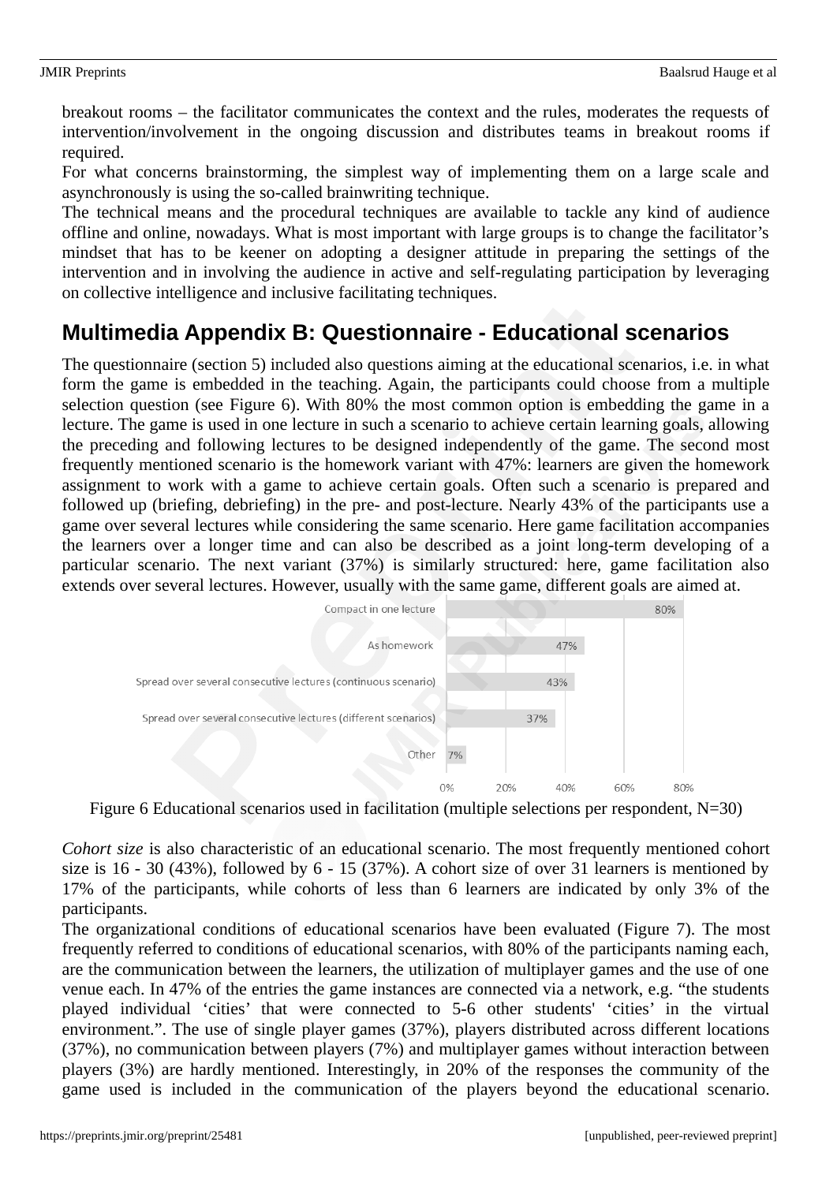breakout rooms – the facilitator communicates the context and the rules, moderates the requests of intervention/involvement in the ongoing discussion and distributes teams in breakout rooms if required.

For what concerns brainstorming, the simplest way of implementing them on a large scale and asynchronously is using the so-called brainwriting technique.

The technical means and the procedural techniques are available to tackle any kind of audience offline and online, nowadays. What is most important with large groups is to change the facilitator's mindset that has to be keener on adopting a designer attitude in preparing the settings of the intervention and in involving the audience in active and self-regulating participation by leveraging on collective intelligence and inclusive facilitating techniques.

## Multimedia Appendix B: Questionnaire - Educational scenarios

The questionnaire (section 5) included also questions aiming at the educational scenarios, i.e. in what form the game is embedded in the teaching. Again, the participants could choose from a multiple selection question (see Figure 6). With 80% the most common option is embedding the game in a lecture. The game is used in one lecture in such a scenario to achieve certain learning goals, allowing the preceding and following lectures to be designed independently of the game. The second most frequently mentioned scenario is the homework variant with 47%: learners are given the homework assignment to work with a game to achieve certain goals. Often such a scenario is prepared and followed up (briefing, debriefing) in the pre- and post-lecture. Nearly 43% of the participants use a game over several lectures while considering the same scenario. Here game facilitation accompanies the learners over a longer time and can also be described as a joint long-term developing of a particular scenario. The next variant (37%) is similarly structured: here, game facilitation also extends over several lectures. However, usually with the same game, different goals are aimed at.

| Scenario | Percentage |
|---|---|
| Compact in one lecture | 80% |
| As homework | 47% |
| Spread over several consecutive lectures (continuous scenario) | 43% |
| Spread over several consecutive lectures (different scenarios) | 37% |
| Other | 7% |

Figure 6 Educational scenarios used in facilitation (multiple selections per respondent, N=30)

*Cohort size* is also characteristic of an educational scenario. The most frequently mentioned cohort size is 16 - 30 (43%), followed by 6 - 15 (37%). A cohort size of over 31 learners is mentioned by 17% of the participants, while cohorts of less than 6 learners are indicated by only 3% of the participants.

The organizational conditions of educational scenarios have been evaluated (Figure 7). The most frequently referred to conditions of educational scenarios, with 80% of the participants naming each, are the communication between the learners, the utilization of multiplayer games and the use of one venue each. In 47% of the entries the game instances are connected via a network, e.g. "the students played individual 'cities' that were connected to 5-6 other students' 'cities' in the virtual environment.". The use of single player games (37%), players distributed across different locations (37%), no communication between players (7%) and multiplayer games without interaction between players (3%) are hardly mentioned. Interestingly, in 20% of the responses the community of the game used is included in the communication of the players beyond the educational scenario.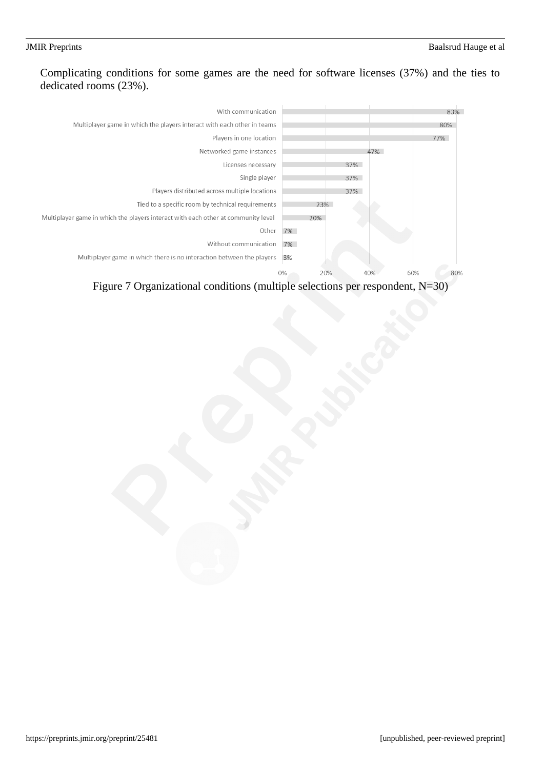Complicating conditions for some games are the need for software licenses (37%) and the ties to dedicated rooms (23%).

With communication 83%
Multiplayer game in which the players interact with each other in teams 80%
Players in one location 77%
Networked game instances 47%
Licenses necessary 37%
Single player 37%
Players distributed across multiple locations 37%
Tied to a specific room by technical requirements 23%
Multiplayer game in which the players interact with each other at community level 20%
Other 7%
Without communication 7%
Multiplayer game in which there is no interaction between the players 3%

0% 20% 40% 60% 80%

Figure 7 Organizational conditions (multiple selections per respondent, N=30)